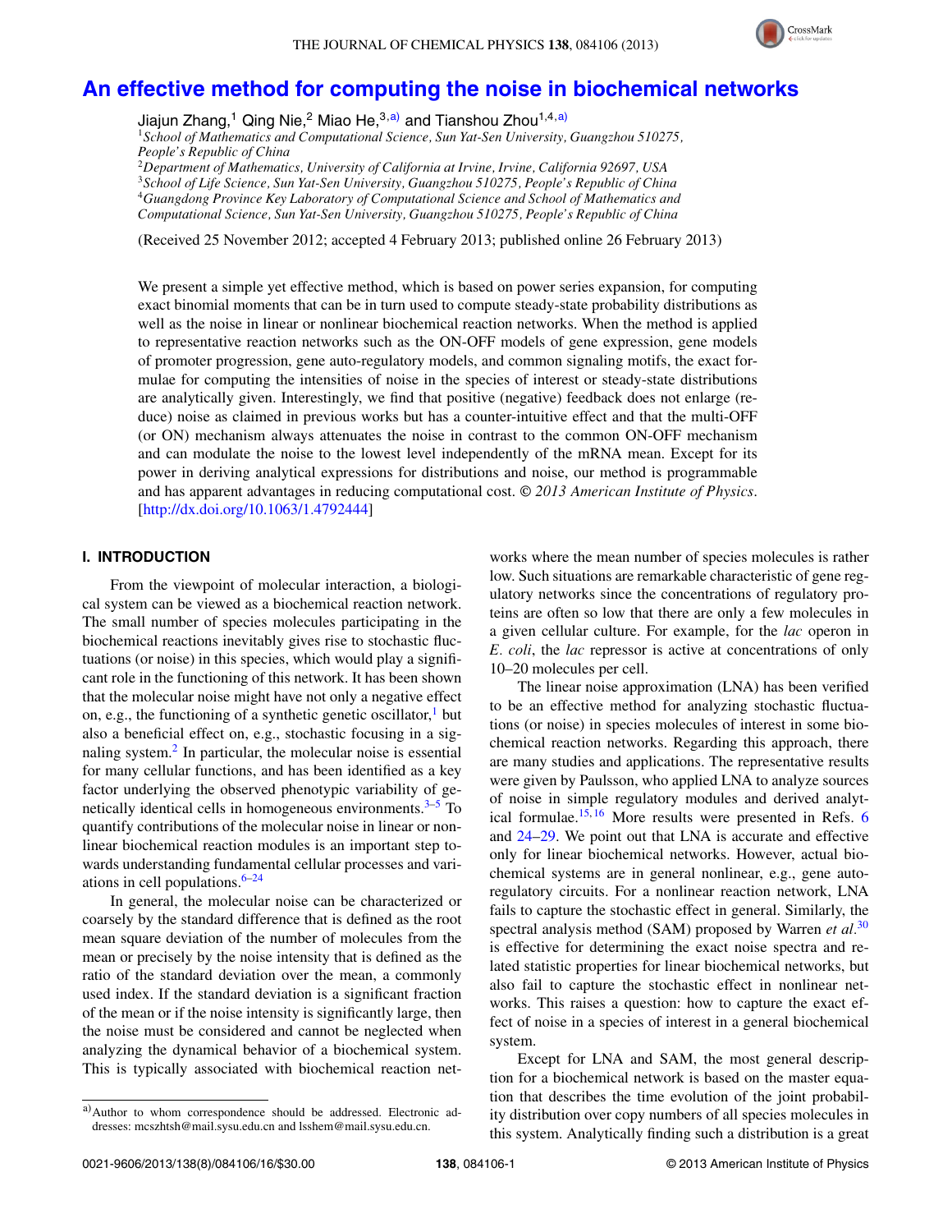# An effective method for computing the noise in biochemical networks

Jiajun Zhang,[1] Qing Nie,[2] Miao He,[3,a)] and Tianshou Zhou[1,4,a)]

[1]*School of Mathematics and Computational Science, Sun Yat-Sen University, Guangzhou 510275, People's Republic of China*
[2]*Department of Mathematics, University of California at Irvine, Irvine, California 92697, USA*
[3]*School of Life Science, Sun Yat-Sen University, Guangzhou 510275, People's Republic of China*
[4]*Guangdong Province Key Laboratory of Computational Science and School of Mathematics and Computational Science, Sun Yat-Sen University, Guangzhou 510275, People's Republic of China*

(Received 25 November 2012; accepted 4 February 2013; published online 26 February 2013)

We present a simple yet effective method, which is based on power series expansion, for computing exact binomial moments that can be in turn used to compute steady-state probability distributions as well as the noise in linear or nonlinear biochemical reaction networks. When the method is applied to representative reaction networks such as the ON-OFF models of gene expression, gene models of promoter progression, gene auto-regulatory models, and common signaling motifs, the exact formulae for computing the intensities of noise in the species of interest or steady-state distributions are analytically given. Interestingly, we find that positive (negative) feedback does not enlarge (reduce) noise as claimed in previous works but has a counter-intuitive effect and that the multi-OFF (or ON) mechanism always attenuates the noise in contrast to the common ON-OFF mechanism and can modulate the noise to the lowest level independently of the mRNA mean. Except for its power in deriving analytical expressions for distributions and noise, our method is programmable and has apparent advantages in reducing computational cost. *© 2013 American Institute of Physics*. [http://dx.doi.org/10.1063/1.4792444]

## I. INTRODUCTION

From the viewpoint of molecular interaction, a biological system can be viewed as a biochemical reaction network. The small number of species molecules participating in the biochemical reactions inevitably gives rise to stochastic fluctuations (or noise) in this species, which would play a significant role in the functioning of this network. It has been shown that the molecular noise might have not only a negative effect on, e.g., the functioning of a synthetic genetic oscillator,[1] but also a beneficial effect on, e.g., stochastic focusing in a signaling system.[2] In particular, the molecular noise is essential for many cellular functions, and has been identified as a key factor underlying the observed phenotypic variability of genetically identical cells in homogeneous environments.[3–5] To quantify contributions of the molecular noise in linear or nonlinear biochemical reaction modules is an important step towards understanding fundamental cellular processes and variations in cell populations.[6–24]

In general, the molecular noise can be characterized or coarsely by the standard difference that is defined as the root mean square deviation of the number of molecules from the mean or precisely by the noise intensity that is defined as the ratio of the standard deviation over the mean, a commonly used index. If the standard deviation is a significant fraction of the mean or if the noise intensity is significantly large, then the noise must be considered and cannot be neglected when analyzing the dynamical behavior of a biochemical system. This is typically associated with biochemical reaction networks where the mean number of species molecules is rather low. Such situations are remarkable characteristic of gene regulatory networks since the concentrations of regulatory proteins are often so low that there are only a few molecules in a given cellular culture. For example, for the *lac* operon in *E. coli*, the *lac* repressor is active at concentrations of only 10–20 molecules per cell.

The linear noise approximation (LNA) has been verified to be an effective method for analyzing stochastic fluctuations (or noise) in species molecules of interest in some biochemical reaction networks. Regarding this approach, there are many studies and applications. The representative results were given by Paulsson, who applied LNA to analyze sources of noise in simple regulatory modules and derived analytical formulae.[15,16] More results were presented in Refs. 6 and 24–29. We point out that LNA is accurate and effective only for linear biochemical networks. However, actual biochemical systems are in general nonlinear, e.g., gene auto-regulatory circuits. For a nonlinear reaction network, LNA fails to capture the stochastic effect in general. Similarly, the spectral analysis method (SAM) proposed by Warren *et al.*[30] is effective for determining the exact noise spectra and related statistic properties for linear biochemical networks, but also fail to capture the stochastic effect in nonlinear networks. This raises a question: how to capture the exact effect of noise in a species of interest in a general biochemical system.

Except for LNA and SAM, the most general description for a biochemical network is based on the master equation that describes the time evolution of the joint probability distribution over copy numbers of all species molecules in this system. Analytically finding such a distribution is a great

---

a)Author to whom correspondence should be addressed. Electronic addresses: mcszhtsh@mail.sysu.edu.cn and lsshem@mail.sysu.edu.cn.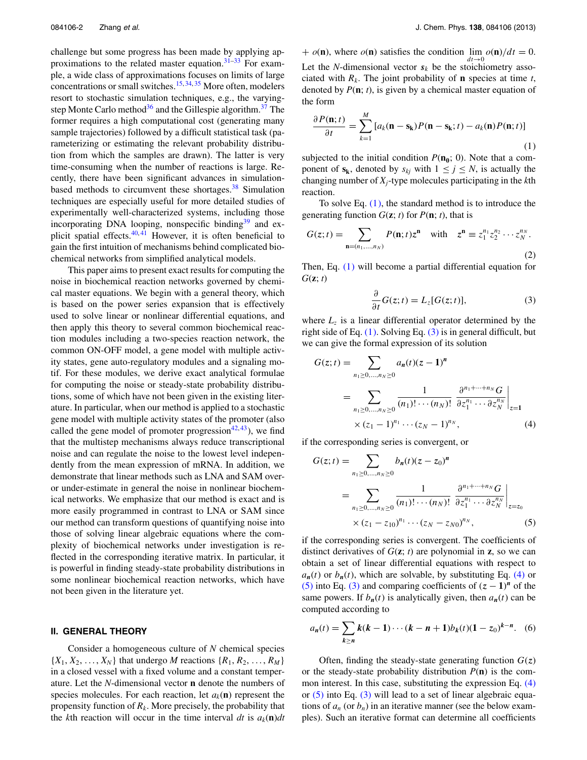challenge but some progress has been made by applying approximations to the related master equation.[31–33] For example, a wide class of approximations focuses on limits of large concentrations or small switches.[15,34,35] More often, modelers resort to stochastic simulation techniques, e.g., the varying-step Monte Carlo method[36] and the Gillespie algorithm.[37] The former requires a high computational cost (generating many sample trajectories) followed by a difficult statistical task (parameterizing or estimating the relevant probability distribution from which the samples are drawn). The latter is very time-consuming when the number of reactions is large. Recently, there have been significant advances in simulation-based methods to circumvent these shortages.[38] Simulation techniques are especially useful for more detailed studies of experimentally well-characterized systems, including those incorporating DNA looping, nonspecific binding[39] and explicit spatial effects.[40,41] However, it is often beneficial to gain the first intuition of mechanisms behind complicated biochemical networks from simplified analytical models.

This paper aims to present exact results for computing the noise in biochemical reaction networks governed by chemical master equations. We begin with a general theory, which is based on the power series expansion that is effectively used to solve linear or nonlinear differential equations, and then apply this theory to several common biochemical reaction modules including a two-species reaction network, the common ON-OFF model, a gene model with multiple activity states, gene auto-regulatory modules and a signaling motif. For these modules, we derive exact analytical formulae for computing the noise or steady-state probability distributions, some of which have not been given in the existing literature. In particular, when our method is applied to a stochastic gene model with multiple activity states of the promoter (also called the gene model of promoter progression[42,43]), we find that the multistep mechanisms always reduce transcriptional noise and can regulate the noise to the lowest level independently from the mean expression of mRNA. In addition, we demonstrate that linear methods such as LNA and SAM over- or under-estimate in general the noise in nonlinear biochemical networks. We emphasize that our method is exact and is more easily programmed in contrast to LNA or SAM since our method can transform questions of quantifying noise into those of solving linear algebraic equations where the complexity of biochemical networks under investigation is reflected in the corresponding iterative matrix. In particular, it is powerful in finding steady-state probability distributions in some nonlinear biochemical reaction networks, which have not been given in the literature yet.

## II. GENERAL THEORY

Consider a homogeneous culture of $N$ chemical species $\{X_1, X_2, \ldots, X_N\}$ that undergo $M$ reactions $\{R_1, R_2, \ldots, R_M\}$ in a closed vessel with a fixed volume and a constant temperature. Let the $N$-dimensional vector $\mathbf{n}$ denote the numbers of species molecules. For each reaction, let $a_k(\mathbf{n})$ represent the propensity function of $R_k$. More precisely, the probability that the $k$th reaction will occur in the time interval $dt$ is $a_k(\mathbf{n})dt + o(\mathbf{n})$, where $o(\mathbf{n})$ satisfies the condition $\lim_{dt\to 0} o(\mathbf{n})/dt = 0$. Let the $N$-dimensional vector $\boldsymbol{s}_k$ be the stoichiometry associated with $R_k$. The joint probability of $\mathbf{n}$ species at time $t$, denoted by $P(\mathbf{n}; t)$, is given by a chemical master equation of the form

$$\frac{\partial P(\mathbf{n};t)}{\partial t} = \sum_{k=1}^{M}\left[a_k(\mathbf{n}-\mathbf{s_k})P(\mathbf{n}-\mathbf{s_k};t) - a_k(\mathbf{n})P(\mathbf{n};t)\right] \tag{1}$$

subjected to the initial condition $P(\mathbf{n_0}; 0)$. Note that a component of $\mathbf{s_k}$, denoted by $s_{kj}$ with $1 \le j \le N$, is actually the changing number of $X_j$-type molecules participating in the $k$th reaction.

To solve Eq. (1), the standard method is to introduce the generating function $G(\mathbf{z}; t)$ for $P(\mathbf{n}; t)$, that is

$$G(z;t) = \sum_{\mathbf{n}=(n_1,\ldots,n_N)} P(\mathbf{n};t)\mathbf{z}^{\mathbf{n}} \quad \text{with} \quad \mathbf{z}^{\mathbf{n}} \equiv z_1^{n_1} z_2^{n_2}\cdots z_N^{n_N}. \tag{2}$$

Then, Eq. (1) will become a partial differential equation for $G(\mathbf{z}; t)$

$$\frac{\partial}{\partial t}G(z;t) = L_z[G(z;t)], \tag{3}$$

where $L_z$ is a linear differential operator determined by the right side of Eq. (1). Solving Eq. (3) is in general difficult, but we can give the formal expression of its solution

$$\begin{aligned} G(z;t) &= \sum_{n_1\ge 0,\ldots,n_N\ge 0} a_{\boldsymbol{n}}(t)(z-\mathbf{1})^{\boldsymbol{n}} \\ &= \sum_{n_1\ge 0,\ldots,n_N\ge 0} \frac{1}{(n_1)!\cdots(n_N)!}\left.\frac{\partial^{n_1+\cdots+n_N}G}{\partial z_1^{n_1}\cdots\partial z_N^{n_N}}\right|_{z=\mathbf{1}} \\ &\quad \times (z_1-1)^{n_1}\cdots(z_N-1)^{n_N}, \end{aligned} \tag{4}$$

if the corresponding series is convergent, or

$$\begin{aligned} G(z;t) &= \sum_{n_1\ge 0,\ldots,n_N\ge 0} b_{\boldsymbol{n}}(t)(z-z_0)^{\boldsymbol{n}} \\ &= \sum_{n_1\ge 0,\ldots,n_N\ge 0} \frac{1}{(n_1)!\cdots(n_N)!}\left.\frac{\partial^{n_1+\cdots+n_N}G}{\partial z_1^{n_1}\cdots\partial z_N^{n_N}}\right|_{z=z_0} \\ &\quad \times (z_1-z_{10})^{n_1}\cdots(z_N-z_{N0})^{n_N}, \end{aligned} \tag{5}$$

if the corresponding series is convergent. The coefficients of distinct derivatives of $G(\mathbf{z}; t)$ are polynomial in $\mathbf{z}$, so we can obtain a set of linear differential equations with respect to $a_{\boldsymbol{n}}(t)$ or $b_{\boldsymbol{n}}(t)$, which are solvable, by substituting Eq. (4) or (5) into Eq. (3) and comparing coefficients of $(z-\mathbf{1})^{\boldsymbol{n}}$ of the same powers. If $b_{\boldsymbol{n}}(t)$ is analytically given, then $a_{\boldsymbol{n}}(t)$ can be computed according to

$$a_{\boldsymbol{n}}(t) = \sum_{\boldsymbol{k}\ge \boldsymbol{n}} \boldsymbol{k}(\boldsymbol{k}-\mathbf{1})\cdots(\boldsymbol{k}-\boldsymbol{n}+\mathbf{1})b_{\boldsymbol{k}}(t)(\mathbf{1}-z_0)^{\boldsymbol{k}-\boldsymbol{n}}. \tag{6}$$

Often, finding the steady-state generating function $G(\mathbf{z})$ or the steady-state probability distribution $P(\mathbf{n})$ is the common interest. In this case, substituting the expression Eq. (4) or (5) into Eq. (3) will lead to a set of linear algebraic equations of $a_{\boldsymbol{n}}$ (or $b_{\boldsymbol{n}}$) in an iterative manner (see the below examples). Such an iterative format can determine all coefficients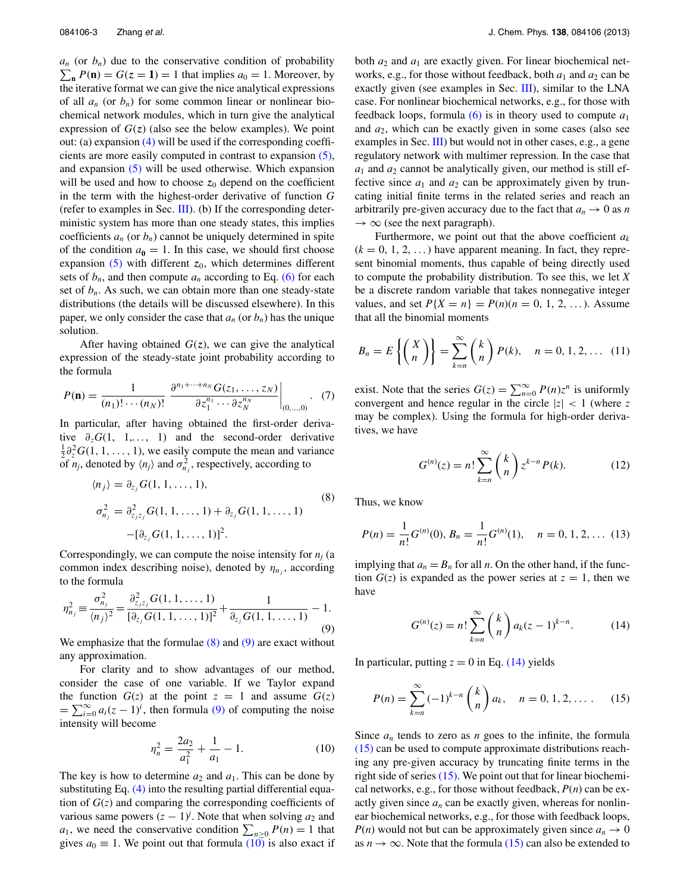$a_n$ (or $b_n$) due to the conservative condition of probability $\sum_{\mathbf{n}} P(\mathbf{n}) = G(z = \mathbf{1}) = 1$ that implies $a_0 = 1$. Moreover, by the iterative format we can give the nice analytical expressions of all $a_n$ (or $b_n$) for some common linear or nonlinear biochemical network modules, which in turn give the analytical expression of $G(z)$ (also see the below examples). We point out: (a) expansion (4) will be used if the corresponding coefficients are more easily computed in contrast to expansion (5), and expansion (5) will be used otherwise. Which expansion will be used and how to choose $z_0$ depend on the coefficient in the term with the highest-order derivative of function $G$ (refer to examples in Sec. III). (b) If the corresponding deterministic system has more than one steady states, this implies coefficients $a_n$ (or $b_n$) cannot be uniquely determined in spite of the condition $a_{\mathbf{0}} = 1$. In this case, we should first choose expansion (5) with different $z_0$, which determines different sets of $b_n$, and then compute $a_n$ according to Eq. (6) for each set of $b_n$. As such, we can obtain more than one steady-state distributions (the details will be discussed elsewhere). In this paper, we only consider the case that $a_n$ (or $b_n$) has the unique solution.

After having obtained $G(z)$, we can give the analytical expression of the steady-state joint probability according to the formula

$$P(\mathbf{n}) = \frac{1}{(n_1)! \cdots (n_N)!} \left. \frac{\partial^{n_1+\cdots+n_N} G(z_1, \ldots, z_N)}{\partial z_1^{n_1} \cdots \partial z_N^{n_N}} \right|_{(0,\ldots,0)}. \quad (7)$$

In particular, after having obtained the first-order derivative $\partial_z G(1, 1, \ldots, 1)$ and the second-order derivative $\frac{1}{2}\partial_z^2 G(1, 1, \ldots, 1)$, we easily compute the mean and variance of $n_j$, denoted by $\langle n_j \rangle$ and $\sigma_{n_j}^2$, respectively, according to

$$\begin{aligned} \langle n_j \rangle &= \partial_{z_j} G(1, 1, \ldots, 1), \\ \sigma_{n_j}^2 &= \partial_{z_j z_j}^2 G(1, 1, \ldots, 1) + \partial_{z_j} G(1, 1, \ldots, 1) \\ &\quad - [\partial_{z_j} G(1, 1, \ldots, 1)]^2. \end{aligned} \quad (8)$$

Correspondingly, we can compute the noise intensity for $n_j$ (a common index describing noise), denoted by $\eta_{n_j}$, according to the formula

$$\eta_{n_j}^2 \equiv \frac{\sigma_{n_j}^2}{\langle n_j \rangle^2} = \frac{\partial_{z_j z_j}^2 G(1, 1, \ldots, 1)}{[\partial_{z_j} G(1, 1, \ldots, 1)]^2} + \frac{1}{\partial_{z_j} G(1, 1, \ldots, 1)} - 1. \quad (9)$$

We emphasize that the formulae (8) and (9) are exact without any approximation.

For clarity and to show advantages of our method, consider the case of one variable. If we Taylor expand the function $G(z)$ at the point $z = 1$ and assume $G(z) = \sum_{i=0}^{\infty} a_i (z-1)^i$, then formula (9) of computing the noise intensity will become

$$\eta_n^2 = \frac{2a_2}{a_1^2} + \frac{1}{a_1} - 1. \quad (10)$$

The key is how to determine $a_2$ and $a_1$. This can be done by substituting Eq. (4) into the resulting partial differential equation of $G(z)$ and comparing the corresponding coefficients of various same powers $(z-1)^i$. Note that when solving $a_2$ and $a_1$, we need the conservative condition $\sum_{n \geq 0} P(n) = 1$ that gives $a_0 \equiv 1$. We point out that formula (10) is also exact if both $a_2$ and $a_1$ are exactly given. For linear biochemical networks, e.g., for those without feedback, both $a_1$ and $a_2$ can be exactly given (see examples in Sec. III), similar to the LNA case. For nonlinear biochemical networks, e.g., for those with feedback loops, formula (6) is in theory used to compute $a_1$ and $a_2$, which can be exactly given in some cases (also see examples in Sec. III) but would not in other cases, e.g., a gene regulatory network with multimer repression. In the case that $a_1$ and $a_2$ cannot be analytically given, our method is still effective since $a_1$ and $a_2$ can be approximately given by truncating initial finite terms in the related series and reach an arbitrarily pre-given accuracy due to the fact that $a_n \to 0$ as $n \to \infty$ (see the next paragraph).

Furthermore, we point out that the above coefficient $a_k$ ($k = 0, 1, 2, \ldots$) have apparent meaning. In fact, they represent binomial moments, thus capable of being directly used to compute the probability distribution. To see this, we let $X$ be a discrete random variable that takes nonnegative integer values, and set $P\{X = n\} = P(n)$ $(n = 0, 1, 2, \ldots)$. Assume that all the binomial moments

$$B_n = E\left\{ \binom{X}{n} \right\} = \sum_{k=n}^{\infty} \binom{k}{n} P(k), \quad n = 0, 1, 2, \ldots \quad (11)$$

exist. Note that the series $G(z) = \sum_{n=0}^{\infty} P(n) z^n$ is uniformly convergent and hence regular in the circle $|z| < 1$ (where $z$ may be complex). Using the formula for high-order derivatives, we have

$$G^{(n)}(z) = n! \sum_{k=n}^{\infty} \binom{k}{n} z^{k-n} P(k). \quad (12)$$

Thus, we know

$$P(n) = \frac{1}{n!} G^{(n)}(0), \; B_n = \frac{1}{n!} G^{(n)}(1), \quad n = 0, 1, 2, \ldots \quad (13)$$

implying that $a_n = B_n$ for all $n$. On the other hand, if the function $G(z)$ is expanded as the power series at $z = 1$, then we have

$$G^{(n)}(z) = n! \sum_{k=n}^{\infty} \binom{k}{n} a_k (z-1)^{k-n}. \quad (14)$$

In particular, putting $z = 0$ in Eq. (14) yields

$$P(n) = \sum_{k=n}^{\infty} (-1)^{k-n} \binom{k}{n} a_k, \quad n = 0, 1, 2, \ldots. \quad (15)$$

Since $a_n$ tends to zero as $n$ goes to the infinite, the formula (15) can be used to compute approximate distributions reaching any pre-given accuracy by truncating finite terms in the right side of series (15). We point out that for linear biochemical networks, e.g., for those without feedback, $P(n)$ can be exactly given since $a_n$ can be exactly given, whereas for nonlinear biochemical networks, e.g., for those with feedback loops, $P(n)$ would not but can be approximately given since $a_n \to 0$ as $n \to \infty$. Note that the formula (15) can also be extended to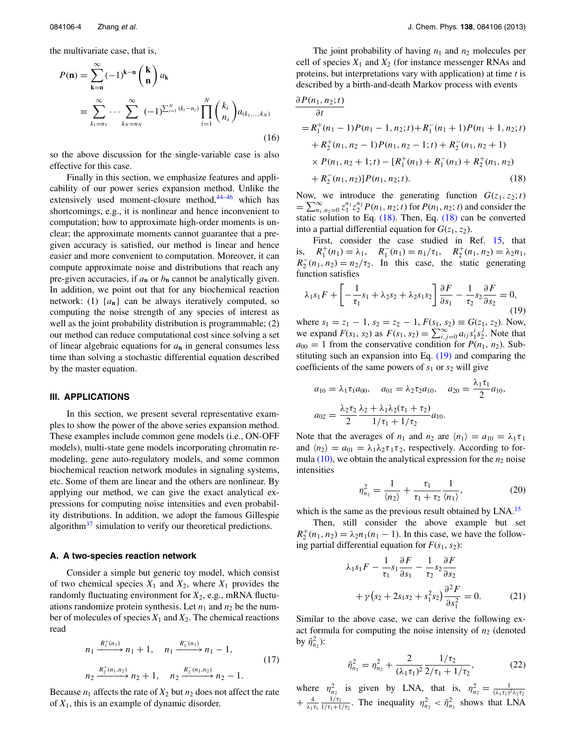the multivariate case, that is,

$$P(\mathbf{n}) = \sum_{\mathbf{k}=\mathbf{n}}^{\infty} (-1)^{\mathbf{k}-\mathbf{n}} \binom{\mathbf{k}}{\mathbf{n}} a_{\mathbf{k}}$$
$$\equiv \sum_{k_1=n_1}^{\infty} \cdots \sum_{k_N=n_N}^{\infty} (-1)^{\sum_{i=1}^{N}(k_i-n_i)} \prod_{i=1}^{N} \binom{k_i}{n_i} a_{(k_1,\ldots,k_N)} \tag{16}$$

so the above discussion for the single-variable case is also effective for this case.

Finally in this section, we emphasize features and applicability of our power series expansion method. Unlike the extensively used moment-closure method,[44–46] which has shortcomings, e.g., it is nonlinear and hence inconvenient to computation; how to approximate high-order moments is unclear; the approximate moments cannot guarantee that a pregiven accuracy is satisfied, our method is linear and hence easier and more convenient to computation. Moreover, it can compute approximate noise and distributions that reach any pre-given accuracies, if $a_{\mathbf{n}}$ or $b_{\mathbf{n}}$ cannot be analytically given. In addition, we point out that for any biochemical reaction network: (1) $\{a_{\mathbf{n}}\}$ can be always iteratively computed, so computing the noise strength of any species of interest as well as the joint probability distribution is programmable; (2) our method can reduce computational cost since solving a set of linear algebraic equations for $a_{\mathbf{n}}$ in general consumes less time than solving a stochastic differential equation described by the master equation.

## III. APPLICATIONS

In this section, we present several representative examples to show the power of the above series expansion method. These examples include common gene models (i.e., ON-OFF models), multi-state gene models incorporating chromatin remodeling, gene auto-regulatory models, and some common biochemical reaction network modules in signaling systems, etc. Some of them are linear and the others are nonlinear. By applying our method, we can give the exact analytical expressions for computing noise intensities and even probability distributions. In addition, we adopt the famous Gillespie algorithm[37] simulation to verify our theoretical predictions.

### A. A two-species reaction network

Consider a simple but generic toy model, which consist of two chemical species $X_1$ and $X_2$, where $X_1$ provides the randomly fluctuating environment for $X_2$, e.g., mRNA fluctuations randomize protein synthesis. Let $n_1$ and $n_2$ be the number of molecules of species $X_1$ and $X_2$. The chemical reactions read

$$n_1 \xrightarrow{R_1^+(n_1)} n_1+1, \quad n_1 \xrightarrow{R_1^-(n_1)} n_1-1,$$
$$n_2 \xrightarrow{R_2^+(n_1,n_2)} n_2+1, \quad n_2 \xrightarrow{R_2^-(n_1,n_2)} n_2-1. \tag{17}$$

Because $n_1$ affects the rate of $X_2$ but $n_2$ does not affect the rate of $X_1$, this is an example of dynamic disorder.

The joint probability of having $n_1$ and $n_2$ molecules per cell of species $X_1$ and $X_2$ (for instance messenger RNAs and proteins, but interpretations vary with application) at time $t$ is described by a birth-and-death Markov process with events

$$\begin{aligned}\frac{\partial P(n_1,n_2;t)}{\partial t} &= R_1^+(n_1-1)P(n_1-1,n_2;t) + R_1^-(n_1+1)P(n_1+1,n_2;t)\\ &+ R_2^+(n_1,n_2-1)P(n_1,n_2-1;t) + R_2^-(n_1,n_2+1)\\ &\times P(n_1,n_2+1;t) - [R_1^+(n_1) + R_1^-(n_1) + R_2^+(n_1,n_2)\\ &+ R_2^-(n_1,n_2)]P(n_1,n_2;t).\end{aligned} \tag{18}$$

Now, we introduce the generating function $G(z_1,z_2;t) = \sum_{n_1,n_2=0}^{\infty} z_1^{n_1} z_2^{n_2} P(n_1,n_2;t)$ for $P(n_1,n_2;t)$ and consider the static solution to Eq. (18). Then, Eq. (18) can be converted into a partial differential equation for $G(z_1,z_2)$.

First, consider the case studied in Ref. 15, that is, $R_1^+(n_1) = \lambda_1$, $R_1^-(n_1) = n_1/\tau_1$, $R_2^+(n_1,n_2) = \lambda_2 n_1$, $R_2^-(n_1,n_2) = n_2/\tau_2$. In this case, the static generating function satisfies

$$\lambda_1 s_1 F + \left[-\frac{1}{\tau_1}s_1 + \lambda_2 s_2 + \lambda_2 s_1 s_2\right]\frac{\partial F}{\partial s_1} - \frac{1}{\tau_2}s_2\frac{\partial F}{\partial s_2} = 0, \tag{19}$$

where $s_1 = z_1 - 1$, $s_2 = z_2 - 1$, $F(s_1,s_2) \equiv G(z_1,z_2)$. Now, we expand $F(s_1,s_2)$ as $F(s_1,s_2) = \sum_{i,j=0}^{\infty} a_{ij} s_1^i s_2^j$. Note that $a_{00} = 1$ from the conservative condition for $P(n_1,n_2)$. Substituting such an expansion into Eq. (19) and comparing the coefficients of the same powers of $s_1$ or $s_2$ will give

$$a_{10} = \lambda_1\tau_1 a_{00}, \quad a_{01} = \lambda_2\tau_2 a_{10}, \quad a_{20} = \frac{\lambda_1\tau_1}{2}a_{10},$$
$$a_{02} = \frac{\lambda_2\tau_2}{2}\frac{\lambda_2 + \lambda_1\lambda_2(\tau_1+\tau_2)}{1/\tau_1 + 1/\tau_2}a_{10}.$$

Note that the averages of $n_1$ and $n_2$ are $\langle n_1\rangle = a_{10} = \lambda_1\tau_1$ and $\langle n_2\rangle = a_{01} = \lambda_1\lambda_2\tau_1\tau_2$, respectively. According to formula (10), we obtain the analytical expression for the $n_2$ noise intensities

$$\eta_{n_2}^2 = \frac{1}{\langle n_2\rangle} + \frac{\tau_1}{\tau_1+\tau_2}\frac{1}{\langle n_1\rangle}, \tag{20}$$

which is the same as the previous result obtained by LNA.[15]

Then, still consider the above example but set $R_2^+(n_1,n_2) = \lambda_2 n_1(n_1-1)$. In this case, we have the following partial differential equation for $F(s_1,s_2)$:

$$\lambda_1 s_1 F - \frac{1}{\tau_1}s_1\frac{\partial F}{\partial s_1} - \frac{1}{\tau_2}s_2\frac{\partial F}{\partial s_2} + \gamma\left(s_2 + 2s_1s_2 + s_1^2 s_2\right)\frac{\partial^2 F}{\partial s_1^2} = 0. \tag{21}$$

Similar to the above case, we can derive the following exact formula for computing the noise intensity of $n_2$ (denoted by $\tilde{\eta}_{n_2}^2$):

$$\tilde{\eta}_{n_2}^2 = \eta_{n_2}^2 + \frac{2}{(\lambda_1\tau_1)^2}\frac{1/\tau_2}{2/\tau_1 + 1/\tau_2}, \tag{22}$$

where $\eta_{n_2}^2$ is given by LNA, that is, $\eta_{n_2}^2 = \frac{1}{(\lambda_1\tau_1)^2\lambda_2\tau_2} + \frac{4}{\lambda_1\tau_1}\frac{1/\tau_2}{1/\tau_1+1/\tau_2}$. The inequality $\eta_{n_2}^2 < \tilde{\eta}_{n_2}^2$ shows that LNA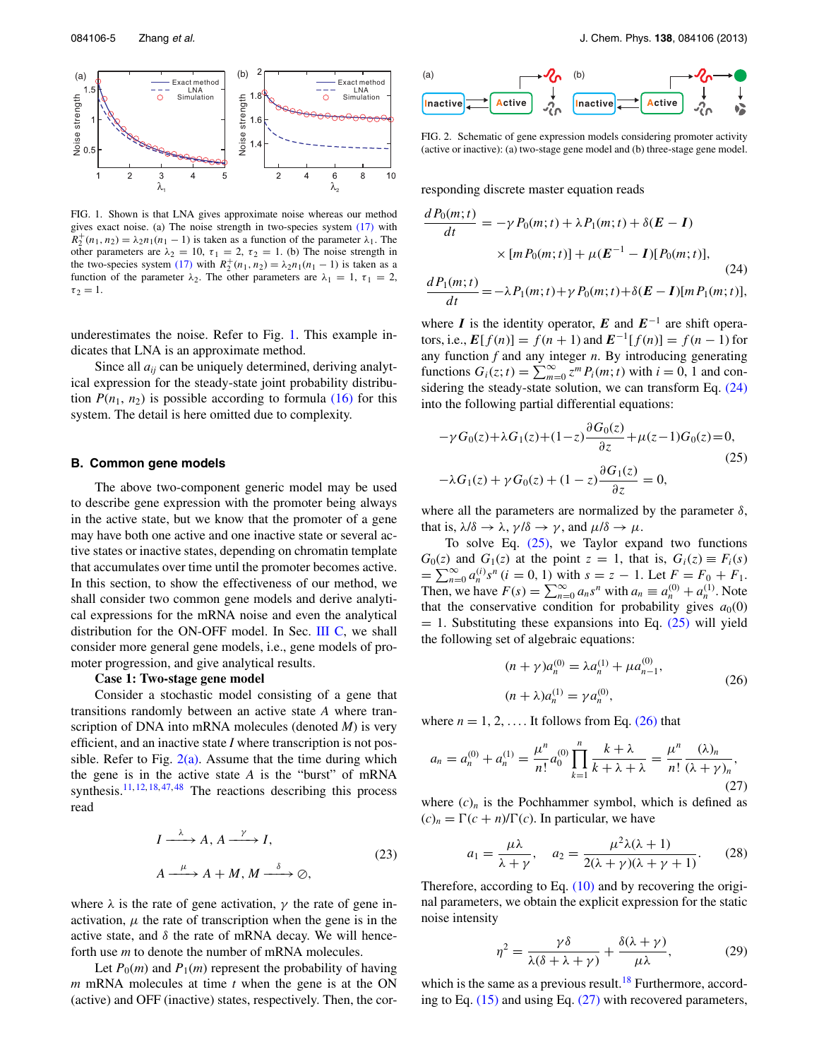FIG. 1. Shown is that LNA gives approximate noise whereas our method gives exact noise. (a) The noise strength in two-species system (17) with $R_2^+(n_1, n_2) = \lambda_2 n_1(n_1 - 1)$ is taken as a function of the parameter $\lambda_1$. The other parameters are $\lambda_2 = 10$, $\tau_1 = 2$, $\tau_2 = 1$. (b) The noise strength in the two-species system (17) with $R_2^+(n_1, n_2) = \lambda_2 n_1(n_1 - 1)$ is taken as a function of the parameter $\lambda_2$. The other parameters are $\lambda_1 = 1$, $\tau_1 = 2$, $\tau_2 = 1$.

underestimates the noise. Refer to Fig. 1. This example indicates that LNA is an approximate method.

Since all $a_{ij}$ can be uniquely determined, deriving analytical expression for the steady-state joint probability distribution $P(n_1, n_2)$ is possible according to formula (16) for this system. The detail is here omitted due to complexity.

### B. Common gene models

The above two-component generic model may be used to describe gene expression with the promoter being always in the active state, but we know that the promoter of a gene may have both one active and one inactive state or several active states or inactive states, depending on chromatin template that accumulates over time until the promoter becomes active. In this section, to show the effectiveness of our method, we shall consider two common gene models and give analytical expressions for the mRNA noise and even the analytical distribution for the ON-OFF model. In Sec. III C, we shall consider more general gene models, i.e., gene models of promoter progression, and give analytical results.

**Case 1: Two-stage gene model**

Consider a stochastic model consisting of a gene that transitions randomly between an active state $A$ where transcription of DNA into mRNA molecules (denoted $M$) is very efficient, and an inactive state $I$ where transcription is not possible. Refer to Fig. 2(a). Assume that the time during which the gene is in the active state $A$ is the "burst" of mRNA synthesis.[11,12,18,47,48] The reactions describing this process read

$$I \xrightarrow{\lambda} A,\ A \xrightarrow{\gamma} I,$$
$$A \xrightarrow{\mu} A + M,\ M \xrightarrow{\delta} \varnothing, \tag{23}$$

where $\lambda$ is the rate of gene activation, $\gamma$ the rate of gene inactivation, $\mu$ the rate of transcription when the gene is in the active state, and $\delta$ the rate of mRNA decay. We will henceforth use $m$ to denote the number of mRNA molecules.

Let $P_0(m)$ and $P_1(m)$ represent the probability of having $m$ mRNA molecules at time $t$ when the gene is at the ON (active) and OFF (inactive) states, respectively. Then, the corresponding discrete master equation reads

$$\frac{dP_0(m;t)}{dt} = -\gamma P_0(m;t) + \lambda P_1(m;t) + \delta(\boldsymbol{E} - \boldsymbol{I}) \times [mP_0(m;t)] + \mu(\boldsymbol{E}^{-1} - \boldsymbol{I})[P_0(m;t)],$$
$$\frac{dP_1(m;t)}{dt} = -\lambda P_1(m;t) + \gamma P_0(m;t) + \delta(\boldsymbol{E} - \boldsymbol{I})[mP_1(m;t)], \tag{24}$$

FIG. 2. Schematic of gene expression models considering promoter activity (active or inactive): (a) two-stage gene model and (b) three-stage gene model.

where $\boldsymbol{I}$ is the identity operator, $\boldsymbol{E}$ and $\boldsymbol{E}^{-1}$ are shift operators, i.e., $\boldsymbol{E}[f(n)] = f(n+1)$ and $\boldsymbol{E}^{-1}[f(n)] = f(n-1)$ for any function $f$ and any integer $n$. By introducing generating functions $G_i(z;t) = \sum_{m=0}^{\infty} z^m P_i(m;t)$ with $i = 0, 1$ and considering the steady-state solution, we can transform Eq. (24) into the following partial differential equations:

$$-\gamma G_0(z) + \lambda G_1(z) + (1-z)\frac{\partial G_0(z)}{\partial z} + \mu(z-1)G_0(z) = 0,$$
$$-\lambda G_1(z) + \gamma G_0(z) + (1-z)\frac{\partial G_1(z)}{\partial z} = 0, \tag{25}$$

where all the parameters are normalized by the parameter $\delta$, that is, $\lambda/\delta \to \lambda$, $\gamma/\delta \to \gamma$, and $\mu/\delta \to \mu$.

To solve Eq. (25), we Taylor expand two functions $G_0(z)$ and $G_1(z)$ at the point $z = 1$, that is, $G_i(z) \equiv F_i(s) = \sum_{n=0}^{\infty} a_n^{(i)} s^n$ $(i = 0, 1)$ with $s = z - 1$. Let $F = F_0 + F_1$. Then, we have $F(s) = \sum_{n=0}^{\infty} a_n s^n$ with $a_n \equiv a_n^{(0)} + a_n^{(1)}$. Note that the conservative condition for probability gives $a_0(0) = 1$. Substituting these expansions into Eq. (25) will yield the following set of algebraic equations:

$$(n+\gamma)a_n^{(0)} = \lambda a_n^{(1)} + \mu a_{n-1}^{(0)},$$
$$(n+\lambda)a_n^{(1)} = \gamma a_n^{(0)}, \tag{26}$$

where $n = 1, 2, \ldots$. It follows from Eq. (26) that

$$a_n = a_n^{(0)} + a_n^{(1)} = \frac{\mu^n}{n!} a_0^{(0)} \prod_{k=1}^{n} \frac{k+\lambda}{k+\lambda+\lambda} = \frac{\mu^n}{n!} \frac{(\lambda)_n}{(\lambda+\gamma)_n}, \tag{27}$$

where $(c)_n$ is the Pochhammer symbol, which is defined as $(c)_n = \Gamma(c+n)/\Gamma(c)$. In particular, we have

$$a_1 = \frac{\mu\lambda}{\lambda+\gamma}, \quad a_2 = \frac{\mu^2\lambda(\lambda+1)}{2(\lambda+\gamma)(\lambda+\gamma+1)}. \tag{28}$$

Therefore, according to Eq. (10) and by recovering the original parameters, we obtain the explicit expression for the static noise intensity

$$\eta^2 = \frac{\gamma\delta}{\lambda(\delta+\lambda+\gamma)} + \frac{\delta(\lambda+\gamma)}{\mu\lambda}, \tag{29}$$

which is the same as a previous result.[18] Furthermore, according to Eq. (15) and using Eq. (27) with recovered parameters,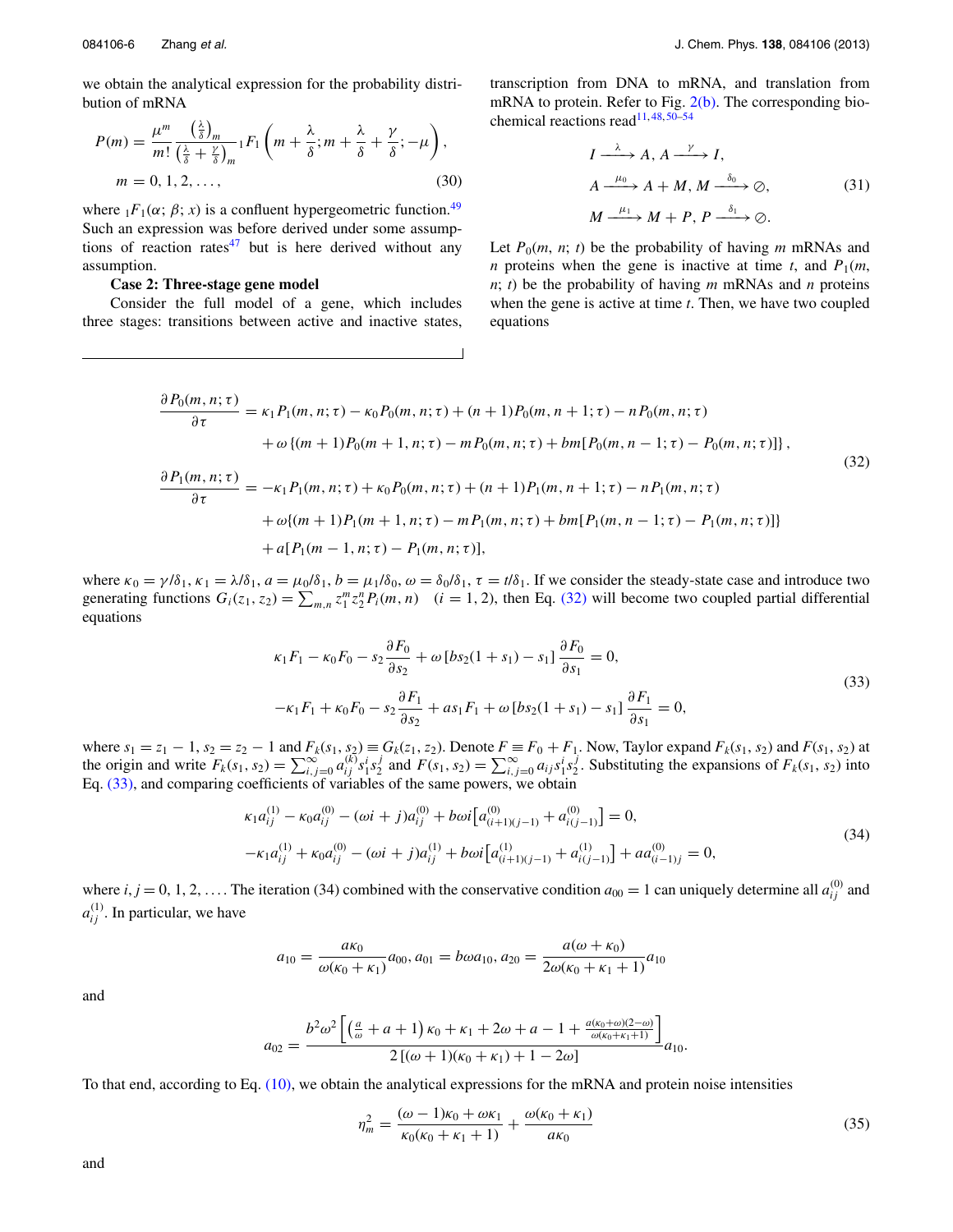we obtain the analytical expression for the probability distribution of mRNA

$$P(m) = \frac{\mu^m}{m!}\frac{\left(\frac{\lambda}{\delta}\right)_m}{\left(\frac{\lambda}{\delta}+\frac{\gamma}{\delta}\right)_m}{}_1F_1\left(m+\frac{\lambda}{\delta}; m+\frac{\lambda}{\delta}+\frac{\gamma}{\delta}; -\mu\right),$$
$$m = 0, 1, 2, \ldots, \tag{30}$$

where ${}_1F_1(\alpha; \beta; x)$ is a confluent hypergeometric function.[49] Such an expression was before derived under some assumptions of reaction rates[47] but is here derived without any assumption.

**Case 2: Three-stage gene model**

Consider the full model of a gene, which includes three stages: transitions between active and inactive states, transcription from DNA to mRNA, and translation from mRNA to protein. Refer to Fig. 2(b). The corresponding biochemical reactions read[11,48,50–54]

$$\begin{aligned}
&I \xrightarrow{\lambda} A,\ A \xrightarrow{\gamma} I,\\
&A \xrightarrow{\mu_0} A + M,\ M \xrightarrow{\delta_0} \emptyset,\\
&M \xrightarrow{\mu_1} M + P,\ P \xrightarrow{\delta_1} \emptyset.
\end{aligned} \tag{31}$$

Let $P_0(m, n; t)$ be the probability of having $m$ mRNAs and $n$ proteins when the gene is inactive at time $t$, and $P_1(m, n; t)$ be the probability of having $m$ mRNAs and $n$ proteins when the gene is active at time $t$. Then, we have two coupled equations

$$\begin{aligned}
\frac{\partial P_0(m,n;\tau)}{\partial \tau} &= \kappa_1 P_1(m,n;\tau) - \kappa_0 P_0(m,n;\tau) + (n+1)P_0(m,n+1;\tau) - nP_0(m,n;\tau)\\
&\quad + \omega\left\{(m+1)P_0(m+1,n;\tau) - mP_0(m,n;\tau) + bm[P_0(m,n-1;\tau) - P_0(m,n;\tau)]\right\},\\
\frac{\partial P_1(m,n;\tau)}{\partial \tau} &= -\kappa_1 P_1(m,n;\tau) + \kappa_0 P_0(m,n;\tau) + (n+1)P_1(m,n+1;\tau) - nP_1(m,n;\tau)\\
&\quad + \omega\{(m+1)P_1(m+1,n;\tau) - mP_1(m,n;\tau) + bm[P_1(m,n-1;\tau) - P_1(m,n;\tau)]\}\\
&\quad + a[P_1(m-1,n;\tau) - P_1(m,n;\tau)],
\end{aligned} \tag{32}$$

where $\kappa_0 = \gamma/\delta_1$, $\kappa_1 = \lambda/\delta_1$, $a = \mu_0/\delta_1$, $b = \mu_1/\delta_0$, $\omega = \delta_0/\delta_1$, $\tau = t/\delta_1$. If we consider the steady-state case and introduce two generating functions $G_i(z_1, z_2) = \sum_{m,n} z_1^m z_2^n P_i(m, n) \quad (i = 1, 2)$, then Eq. (32) will become two coupled partial differential equations

$$\begin{aligned}
&\kappa_1 F_1 - \kappa_0 F_0 - s_2\frac{\partial F_0}{\partial s_2} + \omega\left[bs_2(1+s_1) - s_1\right]\frac{\partial F_0}{\partial s_1} = 0,\\
&-\kappa_1 F_1 + \kappa_0 F_0 - s_2\frac{\partial F_1}{\partial s_2} + as_1F_1 + \omega\left[bs_2(1+s_1) - s_1\right]\frac{\partial F_1}{\partial s_1} = 0,
\end{aligned} \tag{33}$$

where $s_1 = z_1 - 1$, $s_2 = z_2 - 1$ and $F_k(s_1, s_2) \equiv G_k(z_1, z_2)$. Denote $F \equiv F_0 + F_1$. Now, Taylor expand $F_k(s_1, s_2)$ and $F(s_1, s_2)$ at the origin and write $F_k(s_1, s_2) = \sum_{i,j=0}^{\infty} a_{ij}^{(k)} s_1^i s_2^j$ and $F(s_1, s_2) = \sum_{i,j=0}^{\infty} a_{ij} s_1^i s_2^j$. Substituting the expansions of $F_k(s_1, s_2)$ into Eq. (33), and comparing coefficients of variables of the same powers, we obtain

$$\begin{aligned}
&\kappa_1 a_{ij}^{(1)} - \kappa_0 a_{ij}^{(0)} - (\omega i + j)a_{ij}^{(0)} + b\omega i\left[a_{(i+1)(j-1)}^{(0)} + a_{i(j-1)}^{(0)}\right] = 0,\\
&-\kappa_1 a_{ij}^{(1)} + \kappa_0 a_{ij}^{(0)} - (\omega i + j)a_{ij}^{(1)} + b\omega i\left[a_{(i+1)(j-1)}^{(1)} + a_{i(j-1)}^{(1)}\right] + aa_{(i-1)j}^{(0)} = 0,
\end{aligned} \tag{34}$$

where $i, j = 0, 1, 2, \ldots$. The iteration (34) combined with the conservative condition $a_{00} = 1$ can uniquely determine all $a_{ij}^{(0)}$ and $a_{ij}^{(1)}$. In particular, we have

$$a_{10} = \frac{a\kappa_0}{\omega(\kappa_0+\kappa_1)}a_{00},\ a_{01} = b\omega a_{10},\ a_{20} = \frac{a(\omega+\kappa_0)}{2\omega(\kappa_0+\kappa_1+1)}a_{10}$$

and

$$a_{02} = \frac{b^2\omega^2\left[\left(\frac{a}{\omega}+a+1\right)\kappa_0 + \kappa_1 + 2\omega + a - 1 + \frac{a(\kappa_0+\omega)(2-\omega)}{\omega(\kappa_0+\kappa_1+1)}\right]}{2\left[(\omega+1)(\kappa_0+\kappa_1) + 1 - 2\omega\right]}a_{10}.$$

To that end, according to Eq. (10), we obtain the analytical expressions for the mRNA and protein noise intensities

$$\eta_m^2 = \frac{(\omega-1)\kappa_0 + \omega\kappa_1}{\kappa_0(\kappa_0+\kappa_1+1)} + \frac{\omega(\kappa_0+\kappa_1)}{a\kappa_0} \tag{35}$$

and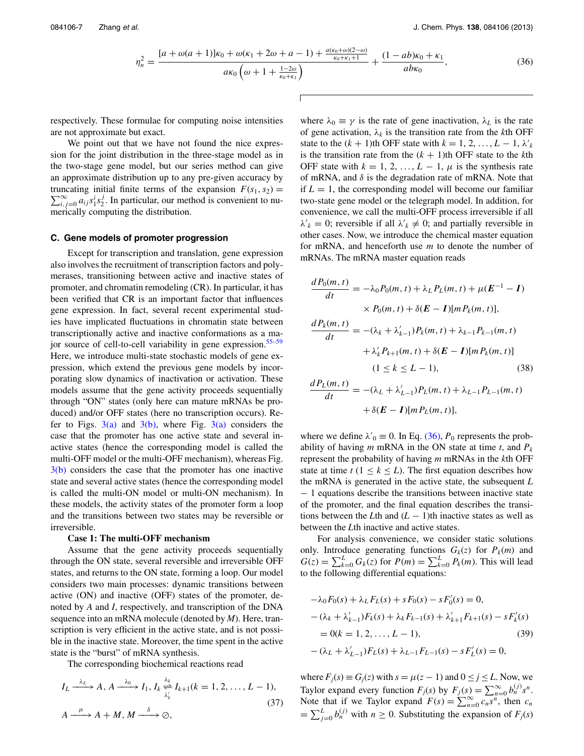$$\eta_n^2 = \frac{[a+\omega(a+1)]\kappa_0 + \omega(\kappa_1 + 2\omega + a - 1) + \frac{a(\kappa_0+\omega)(2-\omega)}{\kappa_0+\kappa_1+1}}{a\kappa_0\left(\omega + 1 + \frac{1-2\omega}{\kappa_0+\kappa_1}\right)} + \frac{(1-ab)\kappa_0 + \kappa_1}{ab\kappa_0}, \tag{36}$$

respectively. These formulae for computing noise intensities are not approximate but exact.

We point out that we have not found the nice expression for the joint distribution in the three-stage model as in the two-stage gene model, but our series method can give an approximate distribution up to any pre-given accuracy by truncating initial finite terms of the expansion $F(s_1, s_2) = \sum_{i,j=0}^{\infty} a_{ij} s_1^i s_2^j$. In particular, our method is convenient to numerically computing the distribution.

### C. Gene models of promoter progression

Except for transcription and translation, gene expression also involves the recruitment of transcription factors and polymerases, transitioning between active and inactive states of promoter, and chromatin remodeling (CR). In particular, it has been verified that CR is an important factor that influences gene expression. In fact, several recent experimental studies have implicated fluctuations in chromatin state between transcriptionally active and inactive conformations as a major source of cell-to-cell variability in gene expression.[55–59] Here, we introduce multi-state stochastic models of gene expression, which extend the previous gene models by incorporating slow dynamics of inactivation or activation. These models assume that the gene activity proceeds sequentially through "ON" states (only here can mature mRNAs be produced) and/or OFF states (here no transcription occurs). Refer to Figs. 3(a) and 3(b), where Fig. 3(a) considers the case that the promoter has one active state and several inactive states (hence the corresponding model is called the multi-OFF model or the multi-OFF mechanism), whereas Fig. 3(b) considers the case that the promoter has one inactive state and several active states (hence the corresponding model is called the multi-ON model or multi-ON mechanism). In these models, the activity states of the promoter form a loop and the transitions between two states may be reversible or irreversible.

**Case 1: The multi-OFF mechanism**

Assume that the gene activity proceeds sequentially through the ON state, several reversible and irreversible OFF states, and returns to the ON state, forming a loop. Our model considers two main processes: dynamic transitions between active (ON) and inactive (OFF) states of the promoter, denoted by $A$ and $I$, respectively, and transcription of the DNA sequence into an mRNA molecule (denoted by $M$). Here, transcription is very efficient in the active state, and is not possible in the inactive state. Moreover, the time spent in the active state is the "burst" of mRNA synthesis.

The corresponding biochemical reactions read

$$I_L \xrightarrow{\lambda_L} A,\; A \xrightarrow{\lambda_0} I_1,\; I_k \underset{\lambda'_k}{\overset{\lambda_k}{\rightleftharpoons}} I_{k+1} (k = 1, 2, \ldots, L-1),$$
$$A \xrightarrow{\mu} A + M,\; M \xrightarrow{\delta} \oslash, \tag{37}$$

where $\lambda_0 \equiv \gamma$ is the rate of gene inactivation, $\lambda_L$ is the rate of gene activation, $\lambda_k$ is the transition rate from the $k$th OFF state to the $(k+1)$th OFF state with $k = 1, 2, \ldots, L-1$, $\lambda'_k$ is the transition rate from the $(k+1)$th OFF state to the $k$th OFF state with $k = 1, 2, \ldots, L-1$, $\mu$ is the synthesis rate of mRNA, and $\delta$ is the degradation rate of mRNA. Note that if $L = 1$, the corresponding model will become our familiar two-state gene model or the telegraph model. In addition, for convenience, we call the multi-OFF process irreversible if all $\lambda'_k = 0$; reversible if all $\lambda'_k \neq 0$; and partially reversible in other cases. Now, we introduce the chemical master equation for mRNA, and henceforth use $m$ to denote the number of mRNAs. The mRNA master equation reads

$$\begin{aligned}
\frac{dP_0(m,t)}{dt} &= -\lambda_0 P_0(m,t) + \lambda_L P_L(m,t) + \mu(\boldsymbol{E}^{-1} - \boldsymbol{I}) \\
&\quad \times P_0(m,t) + \delta(\boldsymbol{E} - \boldsymbol{I})[mP_k(m,t)], \\
\frac{dP_k(m,t)}{dt} &= -(\lambda_k + \lambda'_{k-1})P_k(m,t) + \lambda_{k-1}P_{k-1}(m,t) \\
&\quad + \lambda'_k P_{k+1}(m,t) + \delta(\boldsymbol{E} - \boldsymbol{I})[mP_k(m,t)] \\
&\qquad (1 \le k \le L-1), \\
\frac{dP_L(m,t)}{dt} &= -(\lambda_L + \lambda'_{L-1})P_L(m,t) + \lambda_{L-1}P_{L-1}(m,t) \\
&\quad + \delta(\boldsymbol{E} - \boldsymbol{I})[mP_L(m,t)],
\end{aligned} \tag{38}$$

where we define $\lambda'_0 \equiv 0$. In Eq. (36), $P_0$ represents the probability of having $m$ mRNA in the ON state at time $t$, and $P_k$ represent the probability of having $m$ mRNAs in the $k$th OFF state at time $t$ $(1 \le k \le L)$. The first equation describes how the mRNA is generated in the active state, the subsequent $L - 1$ equations describe the transitions between inactive state of the promoter, and the final equation describes the transitions between the $L$th and $(L-1)$th inactive states as well as between the $L$th inactive and active states.

For analysis convenience, we consider static solutions only. Introduce generating functions $G_k(z)$ for $P_k(m)$ and $G(z) = \sum_{k=0}^{L} G_k(z)$ for $P(m) = \sum_{k=0}^{L} P_k(m)$. This will lead to the following differential equations:

$$\begin{aligned}
&-\lambda_0 F_0(s) + \lambda_L F_L(s) + sF_0(s) - sF'_0(s) = 0, \\
&-(\lambda_k + \lambda'_{k-1})F_k(s) + \lambda_k F_{k-1}(s) + \lambda'_{k+1}F_{k+1}(s) - sF'_k(s) \\
&\quad = 0 (k = 1, 2, \ldots, L-1), \\
&-(\lambda_L + \lambda'_{L-1})F_L(s) + \lambda_{L-1}F_{L-1}(s) - sF'_L(s) = 0,
\end{aligned} \tag{39}$$

where $F_j(s) \equiv G_j(z)$ with $s = \mu(z-1)$ and $0 \le j \le L$. Now, we Taylor expand every function $F_j(s)$ by $F_j(s) = \sum_{n=0}^{\infty} b_n^{(j)} s^n$. Note that if we Taylor expand $F(s) = \sum_{n=0}^{\infty} c_n s^n$, then $c_n = \sum_{j=0}^{L} b_n^{(j)}$ with $n \ge 0$. Substituting the expansion of $F_j(s)$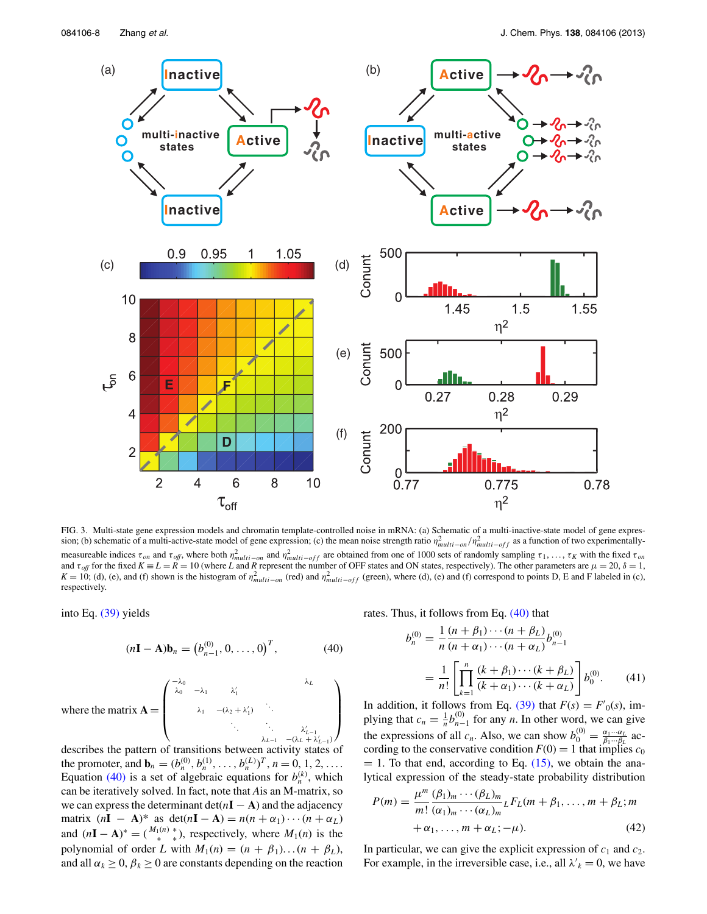FIG. 3. Multi-state gene expression models and chromatin template-controlled noise in mRNA: (a) Schematic of a multi-inactive-state model of gene expression; (b) schematic of a multi-active-state model of gene expression; (c) the mean noise strength ratio $\eta^2_{multi-on}/\eta^2_{multi-off}$ as a function of two experimentally-measureable indices $\tau_{on}$ and $\tau_{off}$, where both $\eta^2_{multi-on}$ and $\eta^2_{multi-off}$ are obtained from one of 1000 sets of randomly sampling $\tau_1, \ldots, \tau_K$ with the fixed $\tau_{on}$ and $\tau_{off}$ for the fixed $K \equiv L = R = 10$ (where $L$ and $R$ represent the number of OFF states and ON states, respectively). The other parameters are $\mu = 20$, $\delta = 1$, $K = 10$; (d), (e), and (f) shown is the histogram of $\eta^2_{multi-on}$ (red) and $\eta^2_{multi-off}$ (green), where (d), (e) and (f) correspond to points D, E and F labeled in (c), respectively.

into Eq. (39) yields

$$(n\mathbf{I} - \mathbf{A})\mathbf{b}_n = \left(b^{(0)}_{n-1}, 0, \ldots, 0\right)^T, \tag{40}$$

where the matrix $\mathbf{A} = \begin{pmatrix} -\lambda_0 & & & & \lambda_L \\ \lambda_0 & -\lambda_1 & \lambda'_1 & & \\ & \lambda_1 & -(\lambda_2 + \lambda'_1) & \ddots & \\ & & \ddots & \ddots & \lambda'_{L-1} \\ & & & \lambda_{L-1} & -(\lambda_L + \lambda'_{L-1}) \end{pmatrix}$

describes the pattern of transitions between activity states of the promoter, and $\mathbf{b}_n = (b^{(0)}_n, b^{(1)}_n, \ldots, b^{(L)}_n)^T$, $n = 0, 1, 2, \ldots$. Equation (40) is a set of algebraic equations for $b^{(k)}_n$, which can be iteratively solved. In fact, note that $A$ is an M-matrix, so we can express the determinant $\det(n\mathbf{I} - \mathbf{A})$ and the adjacency matrix $(n\mathbf{I} - \mathbf{A})^*$ as $\det(n\mathbf{I} - \mathbf{A}) = n(n + \alpha_1)\cdots(n + \alpha_L)$ and $(n\mathbf{I} - \mathbf{A})^* = \begin{pmatrix} M_1(n) & * \\ * & * \end{pmatrix}$, respectively, where $M_1(n)$ is the polynomial of order $L$ with $M_1(n) = (n + \beta_1)\ldots(n + \beta_L)$, and all $\alpha_k \geq 0$, $\beta_k \geq 0$ are constants depending on the reaction rates. Thus, it follows from Eq. (40) that

$$\begin{aligned} b^{(0)}_n &= \frac{1}{n}\frac{(n + \beta_1)\cdots(n + \beta_L)}{(n + \alpha_1)\cdots(n + \alpha_L)} b^{(0)}_{n-1} \\ &= \frac{1}{n!}\left[\prod_{k=1}^{n}\frac{(k + \beta_1)\cdots(k + \beta_L)}{(k + \alpha_1)\cdots(k + \alpha_L)}\right] b^{(0)}_0. \end{aligned} \tag{41}$$

In addition, it follows from Eq. (39) that $F(s) = F'_0(s)$, implying that $c_n = \frac{1}{n} b^{(0)}_{n-1}$ for any $n$. In other word, we can give the expressions of all $c_n$. Also, we can show $b^{(0)}_0 = \frac{\alpha_1 \cdots \alpha_L}{\beta_1 \cdots \beta_L}$ according to the conservative condition $F(0) = 1$ that implies $c_0 = 1$. To that end, according to Eq. (15), we obtain the analytical expression of the steady-state probability distribution

$$\begin{aligned} P(m) = \frac{\mu^m}{m!}\frac{(\beta_1)_m \cdots (\beta_L)_m}{(\alpha_1)_m \cdots (\alpha_L)_m} {}_L F_L(m + \beta_1, \ldots, m + \beta_L; m \\ + \alpha_1, \ldots, m + \alpha_L; -\mu). \end{aligned} \tag{42}$$

In particular, we can give the explicit expression of $c_1$ and $c_2$. For example, in the irreversible case, i.e., all $\lambda'_k = 0$, we have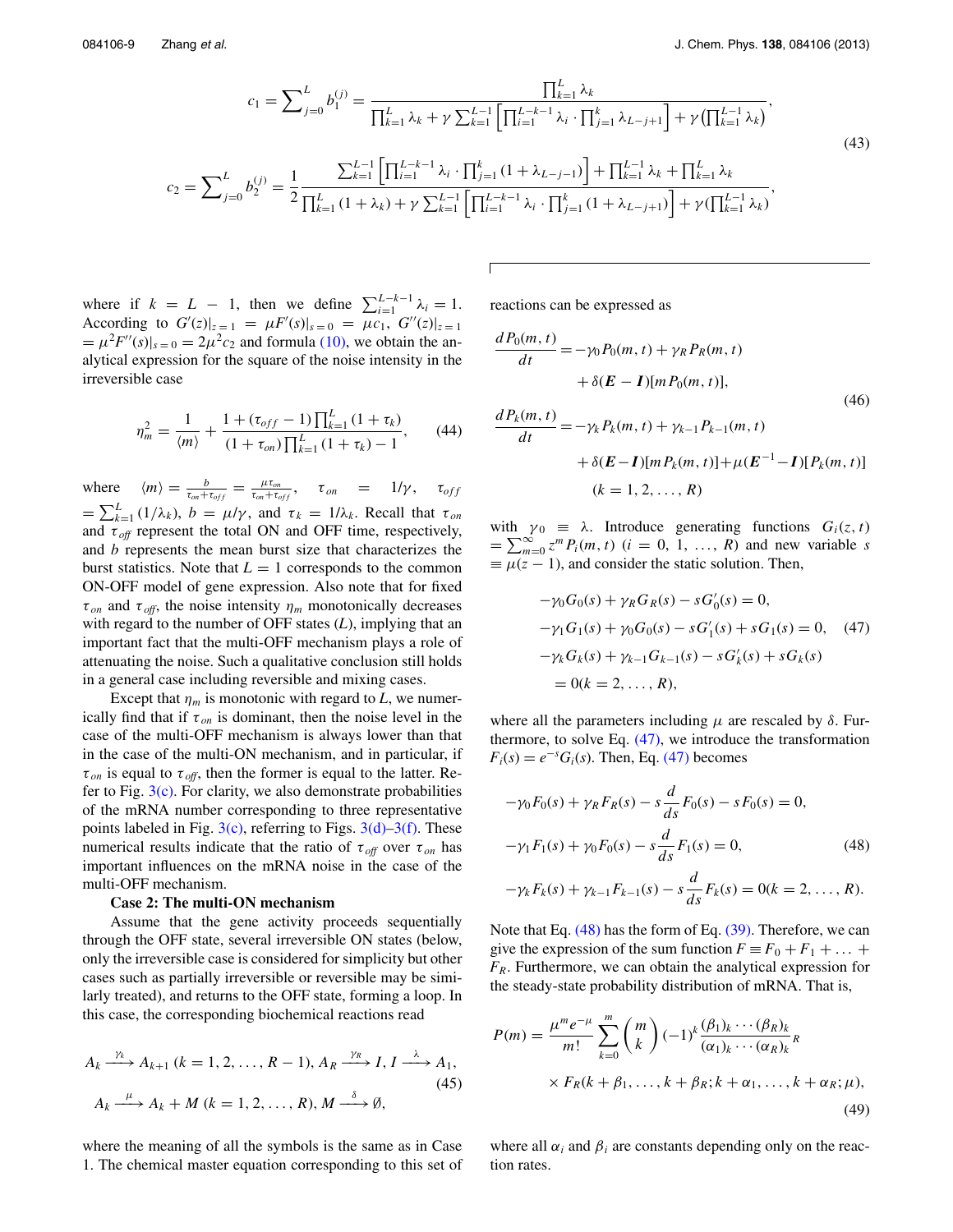$$c_1 = \sum\nolimits_{j=0}^{L} b_1^{(j)} = \frac{\prod_{k=1}^{L} \lambda_k}{\prod_{k=1}^{L} \lambda_k + \gamma \sum_{k=1}^{L-1} \left[ \prod_{i=1}^{L-k-1} \lambda_i \cdot \prod_{j=1}^{k} \lambda_{L-j+1} \right] + \gamma \left( \prod_{k=1}^{L-1} \lambda_k \right)},$$

$$c_2 = \sum\nolimits_{j=0}^{L} b_2^{(j)} = \frac{1}{2} \frac{\sum_{k=1}^{L-1} \left[ \prod_{i=1}^{L-k-1} \lambda_i \cdot \prod_{j=1}^{k} (1+\lambda_{L-j-1}) \right] + \prod_{k=1}^{L-1} \lambda_k + \prod_{k=1}^{L} \lambda_k}{\prod_{k=1}^{L} (1+\lambda_k) + \gamma \sum_{k=1}^{L-1} \left[ \prod_{i=1}^{L-k-1} \lambda_i \cdot \prod_{j=1}^{k} (1+\lambda_{L-j+1}) \right] + \gamma \left( \prod_{k=1}^{L-1} \lambda_k \right)}, \tag{43}$$

where if $k = L - 1$, then we define $\sum_{i=1}^{L-k-1} \lambda_i = 1$. According to $G'(z)|_{z=1} = \mu F'(s)|_{s=0} = \mu c_1$, $G''(z)|_{z=1} = \mu^2 F''(s)|_{s=0} = 2\mu^2 c_2$ and formula (10), we obtain the analytical expression for the square of the noise intensity in the irreversible case

$$\eta_m^2 = \frac{1}{\langle m \rangle} + \frac{1 + (\tau_{off} - 1)\prod_{k=1}^{L}(1+\tau_k)}{(1+\tau_{on})\prod_{k=1}^{L}(1+\tau_k) - 1}, \tag{44}$$

where $\langle m \rangle = \frac{b}{\tau_{on} + \tau_{off}} = \frac{\mu \tau_{on}}{\tau_{on} + \tau_{off}}$, $\tau_{on} = 1/\gamma$, $\tau_{off} = \sum_{k=1}^{L} (1/\lambda_k)$, $b = \mu/\gamma$, and $\tau_k = 1/\lambda_k$. Recall that $\tau_{on}$ and $\tau_{off}$ represent the total ON and OFF time, respectively, and $b$ represents the mean burst size that characterizes the burst statistics. Note that $L = 1$ corresponds to the common ON-OFF model of gene expression. Also note that for fixed $\tau_{on}$ and $\tau_{off}$, the noise intensity $\eta_m$ monotonically decreases with regard to the number of OFF states ($L$), implying that an important fact that the multi-OFF mechanism plays a role of attenuating the noise. Such a qualitative conclusion still holds in a general case including reversible and mixing cases.

Except that $\eta_m$ is monotonic with regard to $L$, we numerically find that if $\tau_{on}$ is dominant, then the noise level in the case of the multi-OFF mechanism is always lower than that in the case of the multi-ON mechanism, and in particular, if $\tau_{on}$ is equal to $\tau_{off}$, then the former is equal to the latter. Refer to Fig. 3(c). For clarity, we also demonstrate probabilities of the mRNA number corresponding to three representative points labeled in Fig. 3(c), referring to Figs. 3(d)–3(f). These numerical results indicate that the ratio of $\tau_{off}$ over $\tau_{on}$ has important influences on the mRNA noise in the case of the multi-OFF mechanism.

**Case 2: The multi-ON mechanism**

Assume that the gene activity proceeds sequentially through the OFF state, several irreversible ON states (below, only the irreversible case is considered for simplicity but other cases such as partially irreversible or reversible may be similarly treated), and returns to the OFF state, forming a loop. In this case, the corresponding biochemical reactions read

$$A_k \xrightarrow{\gamma_k} A_{k+1}\ (k = 1, 2, \ldots, R-1),\ A_R \xrightarrow{\gamma_R} I,\ I \xrightarrow{\lambda} A_1,$$
$$A_k \xrightarrow{\mu} A_k + M\ (k = 1, 2, \ldots, R),\ M \xrightarrow{\delta} \emptyset, \tag{45}$$

where the meaning of all the symbols is the same as in Case 1. The chemical master equation corresponding to this set of reactions can be expressed as

$$\frac{dP_0(m,t)}{dt} = -\gamma_0 P_0(m,t) + \gamma_R P_R(m,t) + \delta(\boldsymbol{E} - \boldsymbol{I})[m P_0(m,t)],$$
$$\frac{dP_k(m,t)}{dt} = -\gamma_k P_k(m,t) + \gamma_{k-1} P_{k-1}(m,t) + \delta(\boldsymbol{E} - \boldsymbol{I})[m P_k(m,t)] + \mu(\boldsymbol{E}^{-1} - \boldsymbol{I})[P_k(m,t)]$$
$$(k = 1, 2, \ldots, R) \tag{46}$$

with $\gamma_0 \equiv \lambda$. Introduce generating functions $G_i(z,t) = \sum_{m=0}^{\infty} z^m P_i(m,t)$ $(i = 0, 1, \ldots, R)$ and new variable $s \equiv \mu(z-1)$, and consider the static solution. Then,

$$-\gamma_0 G_0(s) + \gamma_R G_R(s) - s G_0'(s) = 0,$$
$$-\gamma_1 G_1(s) + \gamma_0 G_0(s) - s G_1'(s) + s G_1(s) = 0, \tag{47}$$
$$-\gamma_k G_k(s) + \gamma_{k-1} G_{k-1}(s) - s G_k'(s) + s G_k(s) = 0 (k = 2, \ldots, R),$$

where all the parameters including $\mu$ are rescaled by $\delta$. Furthermore, to solve Eq. (47), we introduce the transformation $F_i(s) = e^{-s} G_i(s)$. Then, Eq. (47) becomes

$$-\gamma_0 F_0(s) + \gamma_R F_R(s) - s\frac{d}{ds}F_0(s) - s F_0(s) = 0,$$
$$-\gamma_1 F_1(s) + \gamma_0 F_0(s) - s\frac{d}{ds}F_1(s) = 0, \tag{48}$$
$$-\gamma_k F_k(s) + \gamma_{k-1} F_{k-1}(s) - s\frac{d}{ds}F_k(s) = 0 (k = 2, \ldots, R).$$

Note that Eq. (48) has the form of Eq. (39). Therefore, we can give the expression of the sum function $F \equiv F_0 + F_1 + \ldots + F_R$. Furthermore, we can obtain the analytical expression for the steady-state probability distribution of mRNA. That is,

$$P(m) = \frac{\mu^m e^{-\mu}}{m!} \sum_{k=0}^{m} \binom{m}{k} (-1)^k \frac{(\beta_1)_k \cdots (\beta_R)_k}{(\alpha_1)_k \cdots (\alpha_R)_k} {}_R F_R(k+\beta_1, \ldots, k+\beta_R; k+\alpha_1, \ldots, k+\alpha_R; \mu), \tag{49}$$

where all $\alpha_i$ and $\beta_i$ are constants depending only on the reaction rates.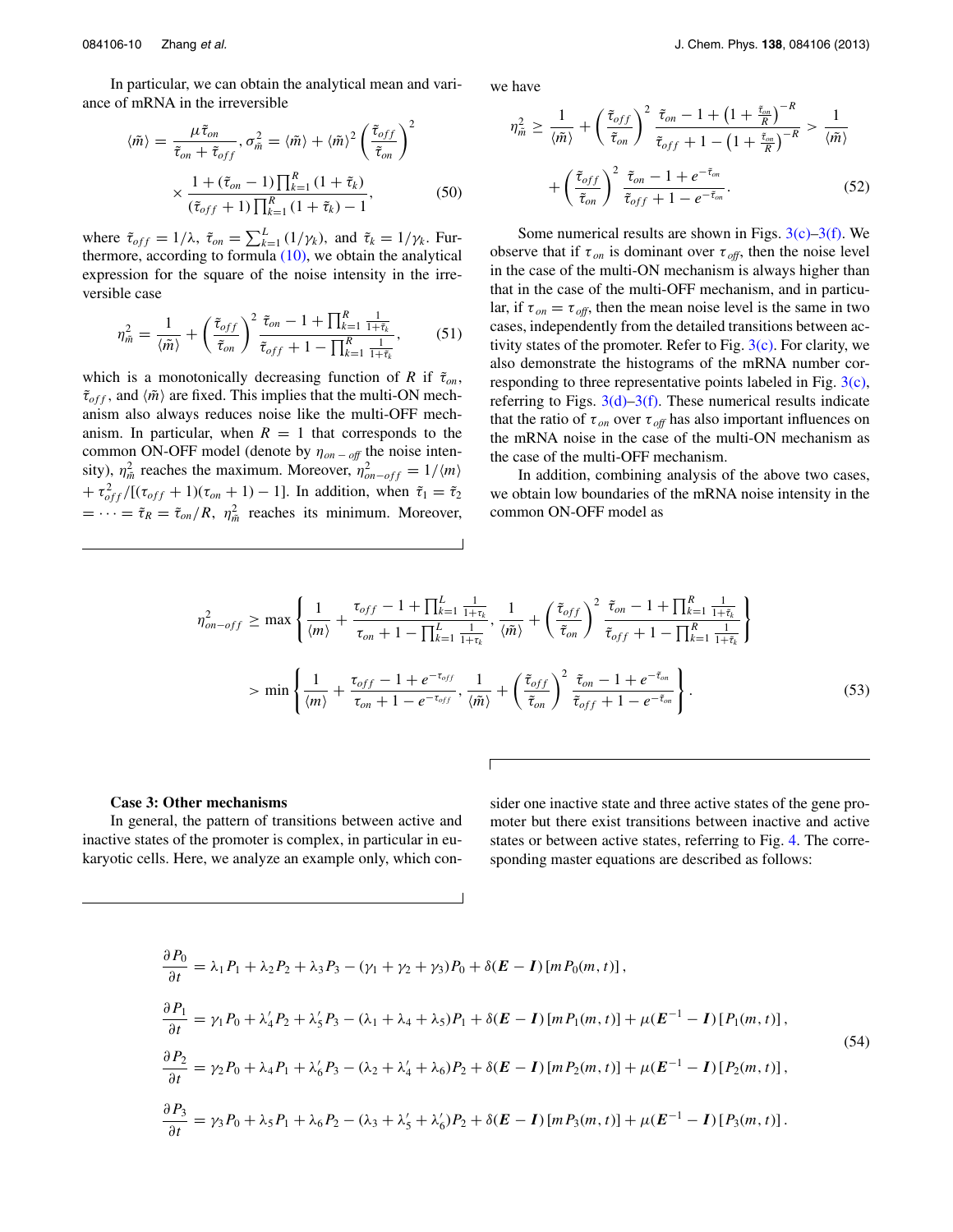In particular, we can obtain the analytical mean and variance of mRNA in the irreversible

$$\langle \tilde{m} \rangle = \frac{\mu \tilde{\tau}_{on}}{\tilde{\tau}_{on} + \tilde{\tau}_{off}}, \sigma_{\tilde{m}}^2 = \langle \tilde{m} \rangle + \langle \tilde{m} \rangle^2 \left( \frac{\tilde{\tau}_{off}}{\tilde{\tau}_{on}} \right)^2 \times \frac{1 + (\tilde{\tau}_{on} - 1) \prod_{k=1}^{R} (1 + \tilde{\tau}_k)}{(\tilde{\tau}_{off} + 1) \prod_{k=1}^{R} (1 + \tilde{\tau}_k) - 1}, \tag{50}$$

where $\tilde{\tau}_{off} = 1/\lambda$, $\tilde{\tau}_{on} = \sum_{k=1}^{L} (1/\gamma_k)$, and $\tilde{\tau}_k = 1/\gamma_k$. Furthermore, according to formula (10), we obtain the analytical expression for the square of the noise intensity in the irreversible case

$$\eta_{\tilde{m}}^2 = \frac{1}{\langle \tilde{m} \rangle} + \left( \frac{\tilde{\tau}_{off}}{\tilde{\tau}_{on}} \right)^2 \frac{\tilde{\tau}_{on} - 1 + \prod_{k=1}^{R} \frac{1}{1 + \tilde{\tau}_k}}{\tilde{\tau}_{off} + 1 - \prod_{k=1}^{R} \frac{1}{1 + \tilde{\tau}_k}}, \tag{51}$$

which is a monotonically decreasing function of $R$ if $\tilde{\tau}_{on}$, $\tilde{\tau}_{off}$, and $\langle \tilde{m} \rangle$ are fixed. This implies that the multi-ON mechanism also always reduces noise like the multi-OFF mechanism. In particular, when $R = 1$ that corresponds to the common ON-OFF model (denote by $\eta_{on-off}$ the noise intensity), $\eta_{\tilde{m}}^2$ reaches the maximum. Moreover, $\eta_{on-off}^2 = 1/\langle m \rangle + \tau_{off}^2 / [(\tau_{off} + 1)(\tau_{on} + 1) - 1]$. In addition, when $\tilde{\tau}_1 = \tilde{\tau}_2 = \cdots = \tilde{\tau}_R = \tilde{\tau}_{on}/R$, $\eta_{\tilde{m}}^2$ reaches its minimum. Moreover, we have

$$\eta_{\tilde{m}}^2 \geq \frac{1}{\langle \tilde{m} \rangle} + \left( \frac{\tilde{\tau}_{off}}{\tilde{\tau}_{on}} \right)^2 \frac{\tilde{\tau}_{on} - 1 + \left(1 + \frac{\tilde{\tau}_{on}}{R}\right)^{-R}}{\tilde{\tau}_{off} + 1 - \left(1 + \frac{\tilde{\tau}_{on}}{R}\right)^{-R}} > \frac{1}{\langle \tilde{m} \rangle} + \left( \frac{\tilde{\tau}_{off}}{\tilde{\tau}_{on}} \right)^2 \frac{\tilde{\tau}_{on} - 1 + e^{-\tilde{\tau}_{on}}}{\tilde{\tau}_{off} + 1 - e^{-\tilde{\tau}_{on}}}. \tag{52}$$

Some numerical results are shown in Figs. 3(c)–3(f). We observe that if $\tau_{on}$ is dominant over $\tau_{off}$, then the noise level in the case of the multi-ON mechanism is always higher than that in the case of the multi-OFF mechanism, and in particular, if $\tau_{on} = \tau_{off}$, then the mean noise level is the same in two cases, independently from the detailed transitions between activity states of the promoter. Refer to Fig. 3(c). For clarity, we also demonstrate the histograms of the mRNA number corresponding to three representative points labeled in Fig. 3(c), referring to Figs. 3(d)–3(f). These numerical results indicate that the ratio of $\tau_{on}$ over $\tau_{off}$ has also important influences on the mRNA noise in the case of the multi-ON mechanism as the case of the multi-OFF mechanism.

In addition, combining analysis of the above two cases, we obtain low boundaries of the mRNA noise intensity in the common ON-OFF model as

$$\eta_{on-off}^2 \geq \max \left\{ \frac{1}{\langle m \rangle} + \frac{\tau_{off} - 1 + \prod_{k=1}^{L} \frac{1}{1 + \tau_k}}{\tau_{on} + 1 - \prod_{k=1}^{L} \frac{1}{1 + \tau_k}}, \frac{1}{\langle \tilde{m} \rangle} + \left( \frac{\tilde{\tau}_{off}}{\tilde{\tau}_{on}} \right)^2 \frac{\tilde{\tau}_{on} - 1 + \prod_{k=1}^{R} \frac{1}{1 + \tilde{\tau}_k}}{\tilde{\tau}_{off} + 1 - \prod_{k=1}^{R} \frac{1}{1 + \tilde{\tau}_k}} \right\}$$
$$> \min \left\{ \frac{1}{\langle m \rangle} + \frac{\tau_{off} - 1 + e^{-\tau_{off}}}{\tau_{on} + 1 - e^{-\tau_{off}}}, \frac{1}{\langle \tilde{m} \rangle} + \left( \frac{\tilde{\tau}_{off}}{\tilde{\tau}_{on}} \right)^2 \frac{\tilde{\tau}_{on} - 1 + e^{-\tilde{\tau}_{on}}}{\tilde{\tau}_{off} + 1 - e^{-\tilde{\tau}_{on}}} \right\}. \tag{53}$$

**Case 3: Other mechanisms**

In general, the pattern of transitions between active and inactive states of the promoter is complex, in particular in eukaryotic cells. Here, we analyze an example only, which consider one inactive state and three active states of the gene promoter but there exist transitions between inactive and active states or between active states, referring to Fig. 4. The corresponding master equations are described as follows:

$$\begin{aligned}
\frac{\partial P_0}{\partial t} &= \lambda_1 P_1 + \lambda_2 P_2 + \lambda_3 P_3 - (\gamma_1 + \gamma_2 + \gamma_3) P_0 + \delta(\boldsymbol{E} - \boldsymbol{I}) [m P_0(m, t)], \\
\frac{\partial P_1}{\partial t} &= \gamma_1 P_0 + \lambda_4' P_2 + \lambda_5' P_3 - (\lambda_1 + \lambda_4 + \lambda_5) P_1 + \delta(\boldsymbol{E} - \boldsymbol{I}) [m P_1(m, t)] + \mu(\boldsymbol{E}^{-1} - \boldsymbol{I}) [P_1(m, t)], \\
\frac{\partial P_2}{\partial t} &= \gamma_2 P_0 + \lambda_4 P_1 + \lambda_6' P_3 - (\lambda_2 + \lambda_4' + \lambda_6) P_2 + \delta(\boldsymbol{E} - \boldsymbol{I}) [m P_2(m, t)] + \mu(\boldsymbol{E}^{-1} - \boldsymbol{I}) [P_2(m, t)], \\
\frac{\partial P_3}{\partial t} &= \gamma_3 P_0 + \lambda_5 P_1 + \lambda_6 P_2 - (\lambda_3 + \lambda_5' + \lambda_6') P_2 + \delta(\boldsymbol{E} - \boldsymbol{I}) [m P_3(m, t)] + \mu(\boldsymbol{E}^{-1} - \boldsymbol{I}) [P_3(m, t)].
\end{aligned} \tag{54}$$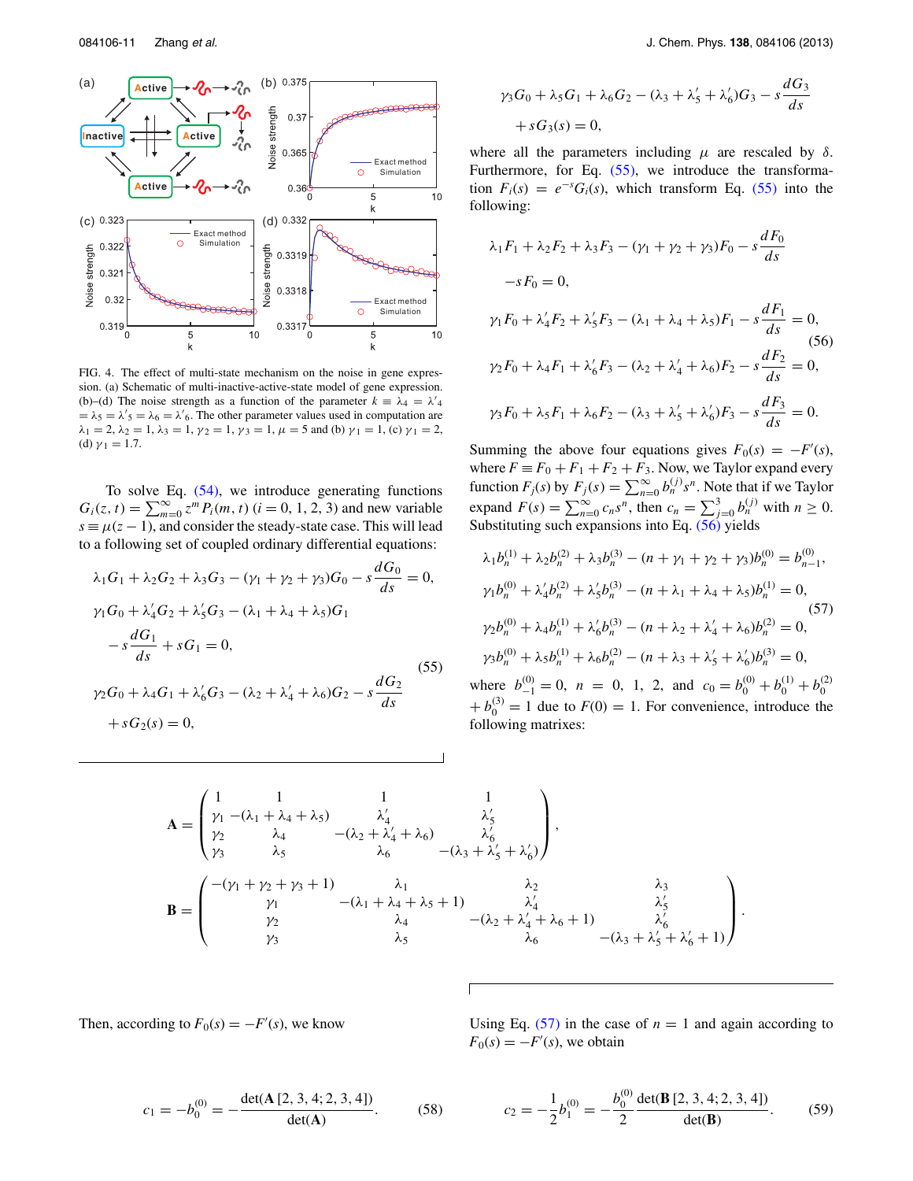FIG. 4. The effect of multi-state mechanism on the noise in gene expression. (a) Schematic of multi-inactive-active-state model of gene expression. (b)–(d) The noise strength as a function of the parameter $k \equiv \lambda_4 = \lambda'_4 = \lambda_5 = \lambda'_5 = \lambda_6 = \lambda'_6$. The other parameter values used in computation are $\lambda_1 = 2$, $\lambda_2 = 1$, $\lambda_3 = 1$, $\gamma_2 = 1$, $\gamma_3 = 1$, $\mu = 5$ and (b) $\gamma_1 = 1$, (c) $\gamma_1 = 2$, (d) $\gamma_1 = 1.7$.

To solve Eq. (54), we introduce generating functions $G_i(z,t) = \sum_{m=0}^{\infty} z^m P_i(m,t)$ $(i = 0, 1, 2, 3)$ and new variable $s \equiv \mu(z-1)$, and consider the steady-state case. This will lead to a following set of coupled ordinary differential equations:

$$
\begin{aligned}
&\lambda_1 G_1 + \lambda_2 G_2 + \lambda_3 G_3 - (\gamma_1 + \gamma_2 + \gamma_3) G_0 - s\frac{dG_0}{ds} = 0,\\
&\gamma_1 G_0 + \lambda'_4 G_2 + \lambda'_5 G_3 - (\lambda_1 + \lambda_4 + \lambda_5) G_1\\
&\quad - s\frac{dG_1}{ds} + sG_1 = 0,\\
&\gamma_2 G_0 + \lambda_4 G_1 + \lambda'_6 G_3 - (\lambda_2 + \lambda'_4 + \lambda_6) G_2 - s\frac{dG_2}{ds}\\
&\quad + sG_2(s) = 0,\\
&\gamma_3 G_0 + \lambda_5 G_1 + \lambda_6 G_2 - (\lambda_3 + \lambda'_5 + \lambda'_6) G_3 - s\frac{dG_3}{ds}\\
&\quad + sG_3(s) = 0,
\end{aligned} \tag{55}
$$

where all the parameters including $\mu$ are rescaled by $\delta$. Furthermore, for Eq. (55), we introduce the transformation $F_i(s) = e^{-s} G_i(s)$, which transform Eq. (55) into the following:

$$
\begin{aligned}
&\lambda_1 F_1 + \lambda_2 F_2 + \lambda_3 F_3 - (\gamma_1 + \gamma_2 + \gamma_3) F_0 - s\frac{dF_0}{ds}\\
&\quad - sF_0 = 0,\\
&\gamma_1 F_0 + \lambda'_4 F_2 + \lambda'_5 F_3 - (\lambda_1 + \lambda_4 + \lambda_5) F_1 - s\frac{dF_1}{ds} = 0,\\
&\gamma_2 F_0 + \lambda_4 F_1 + \lambda'_6 F_3 - (\lambda_2 + \lambda'_4 + \lambda_6) F_2 - s\frac{dF_2}{ds} = 0,\\
&\gamma_3 F_0 + \lambda_5 F_1 + \lambda_6 F_2 - (\lambda_3 + \lambda'_5 + \lambda'_6) F_3 - s\frac{dF_3}{ds} = 0.
\end{aligned} \tag{56}
$$

Summing the above four equations gives $F_0(s) = -F'(s)$, where $F \equiv F_0 + F_1 + F_2 + F_3$. Now, we Taylor expand every function $F_j(s)$ by $F_j(s) = \sum_{n=0}^{\infty} b_n^{(j)} s^n$. Note that if we Taylor expand $F(s) = \sum_{n=0}^{\infty} c_n s^n$, then $c_n = \sum_{j=0}^{3} b_n^{(j)}$ with $n \geq 0$. Substituting such expansions into Eq. (56) yields

$$
\begin{aligned}
&\lambda_1 b_n^{(1)} + \lambda_2 b_n^{(2)} + \lambda_3 b_n^{(3)} - (n + \gamma_1 + \gamma_2 + \gamma_3) b_n^{(0)} = b_{n-1}^{(0)},\\
&\gamma_1 b_n^{(0)} + \lambda'_4 b_n^{(2)} + \lambda'_5 b_n^{(3)} - (n + \lambda_1 + \lambda_4 + \lambda_5) b_n^{(1)} = 0,\\
&\gamma_2 b_n^{(0)} + \lambda_4 b_n^{(1)} + \lambda'_6 b_n^{(3)} - (n + \lambda_2 + \lambda'_4 + \lambda_6) b_n^{(2)} = 0,\\
&\gamma_3 b_n^{(0)} + \lambda_5 b_n^{(1)} + \lambda_6 b_n^{(2)} - (n + \lambda_3 + \lambda'_5 + \lambda'_6) b_n^{(3)} = 0,
\end{aligned} \tag{57}
$$

where $b_{-1}^{(0)} = 0$, $n = 0, 1, 2,$ and $c_0 = b_0^{(0)} + b_0^{(1)} + b_0^{(2)} + b_0^{(3)} = 1$ due to $F(0) = 1$. For convenience, introduce the following matrixes:

$$
\mathbf{A} = \begin{pmatrix} 1 & 1 & 1 & 1\\ \gamma_1 & -(\lambda_1 + \lambda_4 + \lambda_5) & \lambda'_4 & \lambda'_5\\ \gamma_2 & \lambda_4 & -(\lambda_2 + \lambda'_4 + \lambda_6) & \lambda'_6\\ \gamma_3 & \lambda_5 & \lambda_6 & -(\lambda_3 + \lambda'_5 + \lambda'_6) \end{pmatrix},
$$

$$
\mathbf{B} = \begin{pmatrix} -(\gamma_1 + \gamma_2 + \gamma_3 + 1) & \lambda_1 & \lambda_2 & \lambda_3\\ \gamma_1 & -(\lambda_1 + \lambda_4 + \lambda_5 + 1) & \lambda'_4 & \lambda'_5\\ \gamma_2 & \lambda_4 & -(\lambda_2 + \lambda'_4 + \lambda_6 + 1) & \lambda'_6\\ \gamma_3 & \lambda_5 & \lambda_6 & -(\lambda_3 + \lambda'_5 + \lambda'_6 + 1) \end{pmatrix}.
$$

Then, according to $F_0(s) = -F'(s)$, we know

$$
c_1 = -b_0^{(0)} = -\frac{\det(\mathbf{A}[2,3,4;2,3,4])}{\det(\mathbf{A})}. \tag{58}
$$

Using Eq. (57) in the case of $n = 1$ and again according to $F_0(s) = -F'(s)$, we obtain

$$
c_2 = -\frac{1}{2} b_1^{(0)} = -\frac{b_0^{(0)}}{2} \frac{\det(\mathbf{B}[2,3,4;2,3,4])}{\det(\mathbf{B})}. \tag{59}
$$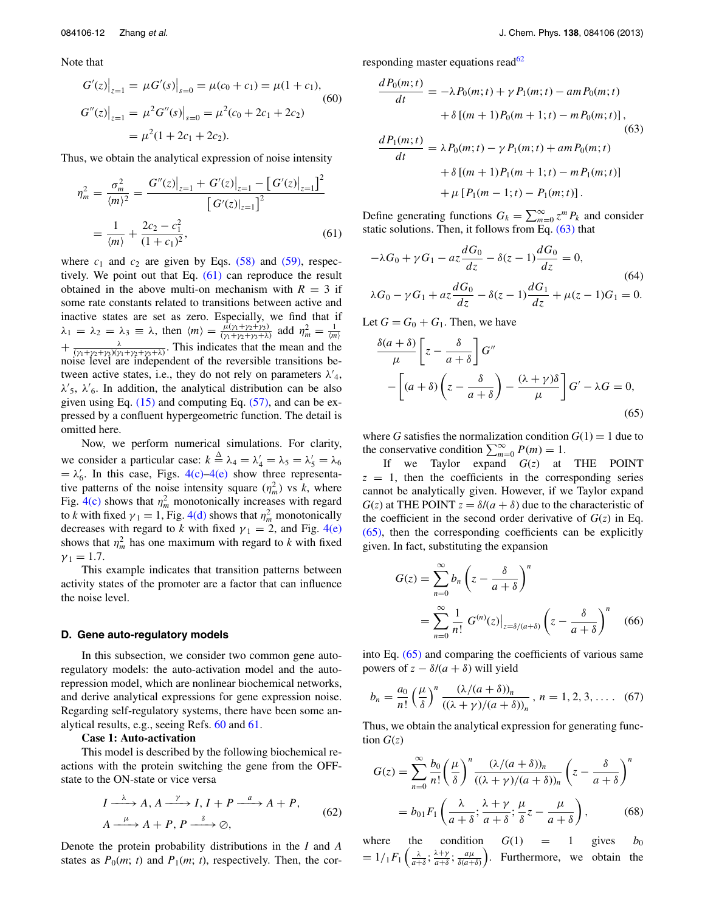Note that

$$G'(z)\big|_{z=1} = \mu G'(s)\big|_{s=0} = \mu(c_0 + c_1) = \mu(1 + c_1),$$
$$G''(z)\big|_{z=1} = \mu^2 G''(s)\big|_{s=0} = \mu^2(c_0 + 2c_1 + 2c_2)$$
$$= \mu^2(1 + 2c_1 + 2c_2). \tag{60}$$

Thus, we obtain the analytical expression of noise intensity

$$\eta_m^2 = \frac{\sigma_m^2}{\langle m\rangle^2} = \frac{G''(z)\big|_{z=1} + G'(z)\big|_{z=1} - \left[G'(z)\big|_{z=1}\right]^2}{\left[G'(z)\big|_{z=1}\right]^2}$$
$$= \frac{1}{\langle m\rangle} + \frac{2c_2 - c_1^2}{(1 + c_1)^2}, \tag{61}$$

where $c_1$ and $c_2$ are given by Eqs. (58) and (59), respectively. We point out that Eq. (61) can reproduce the result obtained in the above multi-on mechanism with $R = 3$ if some rate constants related to transitions between active and inactive states are set as zero. Especially, we find that if $\lambda_1 = \lambda_2 = \lambda_3 \equiv \lambda$, then $\langle m\rangle = \frac{\mu(\gamma_1+\gamma_2+\gamma_3)}{(\gamma_1+\gamma_2+\gamma_3+\lambda)}$ add $\eta_m^2 = \frac{1}{\langle m\rangle} + \frac{\lambda}{(\gamma_1+\gamma_2+\gamma_3)(\gamma_1+\gamma_2+\gamma_3+\lambda)}$. This indicates that the mean and the noise level are independent of the reversible transitions between active states, i.e., they do not rely on parameters $\lambda'_4$, $\lambda'_5$, $\lambda'_6$. In addition, the analytical distribution can be also given using Eq. (15) and computing Eq. (57), and can be expressed by a confluent hypergeometric function. The detail is omitted here.

Now, we perform numerical simulations. For clarity, we consider a particular case: $k \triangleq \lambda_4 = \lambda'_4 = \lambda_5 = \lambda'_5 = \lambda_6 = \lambda'_6$. In this case, Figs. 4(c)–4(e) show three representative patterns of the noise intensity square ($\eta_m^2$) vs $k$, where Fig. 4(c) shows that $\eta_m^2$ monotonically increases with regard to $k$ with fixed $\gamma_1 = 1$, Fig. 4(d) shows that $\eta_m^2$ monotonically decreases with regard to $k$ with fixed $\gamma_1 = 2$, and Fig. 4(e) shows that $\eta_m^2$ has one maximum with regard to $k$ with fixed $\gamma_1 = 1.7$.

This example indicates that transition patterns between activity states of the promoter are a factor that can influence the noise level.

### D. Gene auto-regulatory models

In this subsection, we consider two common gene auto-regulatory models: the auto-activation model and the auto-repression model, which are nonlinear biochemical networks, and derive analytical expressions for gene expression noise. Regarding self-regulatory systems, there have been some analytical results, e.g., seeing Refs. 60 and 61.

**Case 1: Auto-activation**

This model is described by the following biochemical reactions with the protein switching the gene from the OFF-state to the ON-state or vice versa

$$I \xrightarrow{\lambda} A,\ A \xrightarrow{\gamma} I,\ I + P \xrightarrow{a} A + P,$$
$$A \xrightarrow{\mu} A + P,\ P \xrightarrow{\delta} \varnothing, \tag{62}$$

Denote the protein probability distributions in the $I$ and $A$ states as $P_0(m;t)$ and $P_1(m;t)$, respectively. Then, the corresponding master equations read[62]

$$\frac{dP_0(m;t)}{dt} = -\lambda P_0(m;t) + \gamma P_1(m;t) - amP_0(m;t)$$
$$+ \delta\left[(m+1)P_0(m+1;t) - mP_0(m;t)\right],$$
$$\frac{dP_1(m;t)}{dt} = \lambda P_0(m;t) - \gamma P_1(m;t) + amP_0(m;t)$$
$$+ \delta\left[(m+1)P_1(m+1;t) - mP_1(m;t)\right]$$
$$+ \mu\left[P_1(m-1;t) - P_1(m;t)\right]. \tag{63}$$

Define generating functions $G_k = \sum_{m=0}^{\infty} z^m P_k$ and consider static solutions. Then, it follows from Eq. (63) that

$$-\lambda G_0 + \gamma G_1 - az\frac{dG_0}{dz} - \delta(z-1)\frac{dG_0}{dz} = 0,$$
$$\lambda G_0 - \gamma G_1 + az\frac{dG_0}{dz} - \delta(z-1)\frac{dG_1}{dz} + \mu(z-1)G_1 = 0. \tag{64}$$

Let $G = G_0 + G_1$. Then, we have

$$\frac{\delta(a+\delta)}{\mu}\left[z - \frac{\delta}{a+\delta}\right]G''$$
$$-\left[(a+\delta)\left(z - \frac{\delta}{a+\delta}\right) - \frac{(\lambda+\gamma)\delta}{\mu}\right]G' - \lambda G = 0, \tag{65}$$

where $G$ satisfies the normalization condition $G(1) = 1$ due to the conservative condition $\sum_{m=0}^{\infty} P(m) = 1$.

If we Taylor expand $G(z)$ at THE POINT $z = 1$, then the coefficients in the corresponding series cannot be analytically given. However, if we Taylor expand $G(z)$ at THE POINT $z = \delta/(a+\delta)$ due to the characteristic of the coefficient in the second order derivative of $G(z)$ in Eq. (65), then the corresponding coefficients can be explicitly given. In fact, substituting the expansion

$$G(z) = \sum_{n=0}^{\infty} b_n\left(z - \frac{\delta}{a+\delta}\right)^n$$
$$= \sum_{n=0}^{\infty} \frac{1}{n!}\,G^{(n)}(z)\big|_{z=\delta/(a+\delta)}\left(z - \frac{\delta}{a+\delta}\right)^n \tag{66}$$

into Eq. (65) and comparing the coefficients of various same powers of $z - \delta/(a+\delta)$ will yield

$$b_n = \frac{a_0}{n!}\left(\frac{\mu}{\delta}\right)^n \frac{(\lambda/(a+\delta))_n}{((\lambda+\gamma)/(a+\delta))_n},\ n = 1, 2, 3, \ldots. \tag{67}$$

Thus, we obtain the analytical expression for generating function $G(z)$

$$G(z) = \sum_{n=0}^{\infty} \frac{b_0}{n!}\left(\frac{\mu}{\delta}\right)^n \frac{(\lambda/(a+\delta))_n}{((\lambda+\gamma)/(a+\delta))_n}\left(z - \frac{\delta}{a+\delta}\right)^n$$
$$= b_0\,{}_1F_1\left(\frac{\lambda}{a+\delta}; \frac{\lambda+\gamma}{a+\delta}; \frac{\mu}{\delta}z - \frac{\mu}{a+\delta}\right), \tag{68}$$

where the condition $G(1) = 1$ gives $b_0 = 1/{}_1F_1\left(\frac{\lambda}{a+\delta}; \frac{\lambda+\gamma}{a+\delta}; \frac{a\mu}{\delta(a+\delta)}\right)$. Furthermore, we obtain the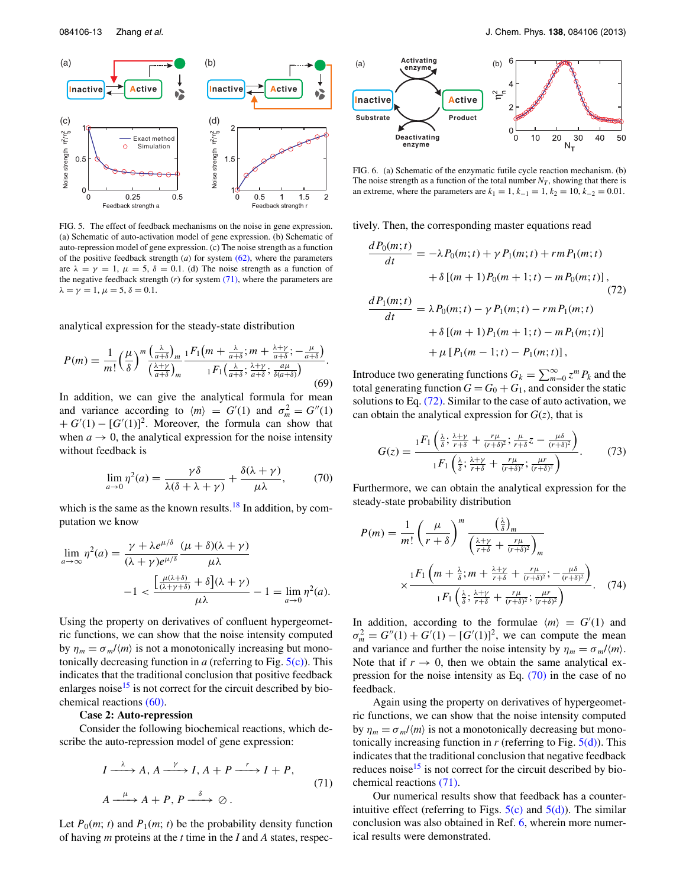FIG. 5. The effect of feedback mechanisms on the noise in gene expression. (a) Schematic of auto-activation model of gene expression. (b) Schematic of auto-repression model of gene expression. (c) The noise strength as a function of the positive feedback strength ($a$) for system (62), where the parameters are $\lambda = \gamma = 1$, $\mu = 5$, $\delta = 0.1$. (d) The noise strength as a function of the negative feedback strength ($r$) for system (71), where the parameters are $\lambda = \gamma = 1$, $\mu = 5$, $\delta = 0.1$.

FIG. 6. (a) Schematic of the enzymatic futile cycle reaction mechanism. (b) The noise strength as a function of the total number $N_T$, showing that there is an extreme, where the parameters are $k_1 = 1$, $k_{-1} = 1$, $k_2 = 10$, $k_{-2} = 0.01$.

analytical expression for the steady-state distribution

$$P(m) = \frac{1}{m!}\left(\frac{\mu}{\delta}\right)^m \frac{\left(\frac{\lambda}{a+\delta}\right)_m}{\left(\frac{\lambda+\gamma}{a+\delta}\right)_m} \frac{{}_1F_1\left(m + \frac{\lambda}{a+\delta}; m + \frac{\lambda+\gamma}{a+\delta}; -\frac{\mu}{a+\delta}\right)}{{}_1F_1\left(\frac{\lambda}{a+\delta}; \frac{\lambda+\gamma}{a+\delta}; \frac{a\mu}{\delta(a+\delta)}\right)}. \tag{69}$$

In addition, we can give the analytical formula for mean and variance according to $\langle m \rangle = G'(1)$ and $\sigma_m^2 = G''(1) + G'(1) - [G'(1)]^2$. Moreover, the formula can show that when $a \to 0$, the analytical expression for the noise intensity without feedback is

$$\lim_{a \to 0} \eta^2(a) = \frac{\gamma\delta}{\lambda(\delta + \lambda + \gamma)} + \frac{\delta(\lambda+\gamma)}{\mu\lambda}, \tag{70}$$

which is the same as the known results.[18] In addition, by computation we know

$$\lim_{a \to \infty} \eta^2(a) = \frac{\gamma + \lambda e^{\mu/\delta}}{(\lambda+\gamma)e^{\mu/\delta}} \frac{(\mu+\delta)(\lambda+\gamma)}{\mu\lambda}$$
$$-1 < \frac{\left[\frac{\mu(\lambda+\delta)}{(\lambda+\gamma+\delta)} + \delta\right](\lambda+\gamma)}{\mu\lambda} - 1 = \lim_{a \to 0} \eta^2(a).$$

Using the property on derivatives of confluent hypergeometric functions, we can show that the noise intensity computed by $\eta_m = \sigma_m/\langle m \rangle$ is not a monotonically increasing but monotonically decreasing function in $a$ (referring to Fig. 5(c)). This indicates that the traditional conclusion that positive feedback enlarges noise[15] is not correct for the circuit described by biochemical reactions (60).

**Case 2: Auto-repression**

Consider the following biochemical reactions, which describe the auto-repression model of gene expression:

$$I \xrightarrow{\lambda} A,\ A \xrightarrow{\gamma} I,\ A + P \xrightarrow{r} I + P,$$
$$A \xrightarrow{\mu} A + P,\ P \xrightarrow{\delta} \oslash. \tag{71}$$

Let $P_0(m;t)$ and $P_1(m;t)$ be the probability density function of having $m$ proteins at the $t$ time in the $I$ and $A$ states, respectively. Then, the corresponding master equations read

$$\frac{dP_0(m;t)}{dt} = -\lambda P_0(m;t) + \gamma P_1(m;t) + rmP_1(m;t)$$
$$+ \delta\left[(m+1)P_0(m+1;t) - mP_0(m;t)\right],$$
$$\frac{dP_1(m;t)}{dt} = \lambda P_0(m;t) - \gamma P_1(m;t) - rmP_1(m;t)$$
$$+ \delta\left[(m+1)P_1(m+1;t) - mP_1(m;t)\right]$$
$$+ \mu\left[P_1(m-1;t) - P_1(m;t)\right], \tag{72}$$

Introduce two generating functions $G_k = \sum_{m=0}^{\infty} z^m P_k$ and the total generating function $G = G_0 + G_1$, and consider the static solutions to Eq. (72). Similar to the case of auto activation, we can obtain the analytical expression for $G(z)$, that is

$$G(z) = \frac{{}_1F_1\left(\frac{\lambda}{\delta}; \frac{\lambda+\gamma}{r+\delta} + \frac{r\mu}{(r+\delta)^2}; \frac{\mu}{r+\delta}z - \frac{\mu\delta}{(r+\delta)^2}\right)}{{}_1F_1\left(\frac{\lambda}{\delta}; \frac{\lambda+\gamma}{r+\delta} + \frac{r\mu}{(r+\delta)^2}; \frac{\mu r}{(r+\delta)^2}\right)}. \tag{73}$$

Furthermore, we can obtain the analytical expression for the steady-state probability distribution

$$P(m) = \frac{1}{m!}\left(\frac{\mu}{r+\delta}\right)^m \frac{\left(\frac{\lambda}{\delta}\right)_m}{\left(\frac{\lambda+\gamma}{r+\delta} + \frac{r\mu}{(r+\delta)^2}\right)_m}$$
$$\times \frac{{}_1F_1\left(m + \frac{\lambda}{\delta}; m + \frac{\lambda+\gamma}{r+\delta} + \frac{r\mu}{(r+\delta)^2}; -\frac{\mu\delta}{(r+\delta)^2}\right)}{{}_1F_1\left(\frac{\lambda}{\delta}; \frac{\lambda+\gamma}{r+\delta} + \frac{r\mu}{(r+\delta)^2}; \frac{\mu r}{(r+\delta)^2}\right)}. \tag{74}$$

In addition, according to the formulae $\langle m \rangle = G'(1)$ and $\sigma_m^2 = G''(1) + G'(1) - [G'(1)]^2$, we can compute the mean and variance and further the noise intensity by $\eta_m = \sigma_m/\langle m \rangle$. Note that if $r \to 0$, then we obtain the same analytical expression for the noise intensity as Eq. (70) in the case of no feedback.

Again using the property on derivatives of hypergeometric functions, we can show that the noise intensity computed by $\eta_m = \sigma_m/\langle m \rangle$ is not a monotonically decreasing but monotonically increasing function in $r$ (referring to Fig. 5(d)). This indicates that the traditional conclusion that negative feedback reduces noise[15] is not correct for the circuit described by biochemical reactions (71).

Our numerical results show that feedback has a counter-intuitive effect (referring to Figs. 5(c) and 5(d)). The similar conclusion was also obtained in Ref. 6, wherein more numerical results were demonstrated.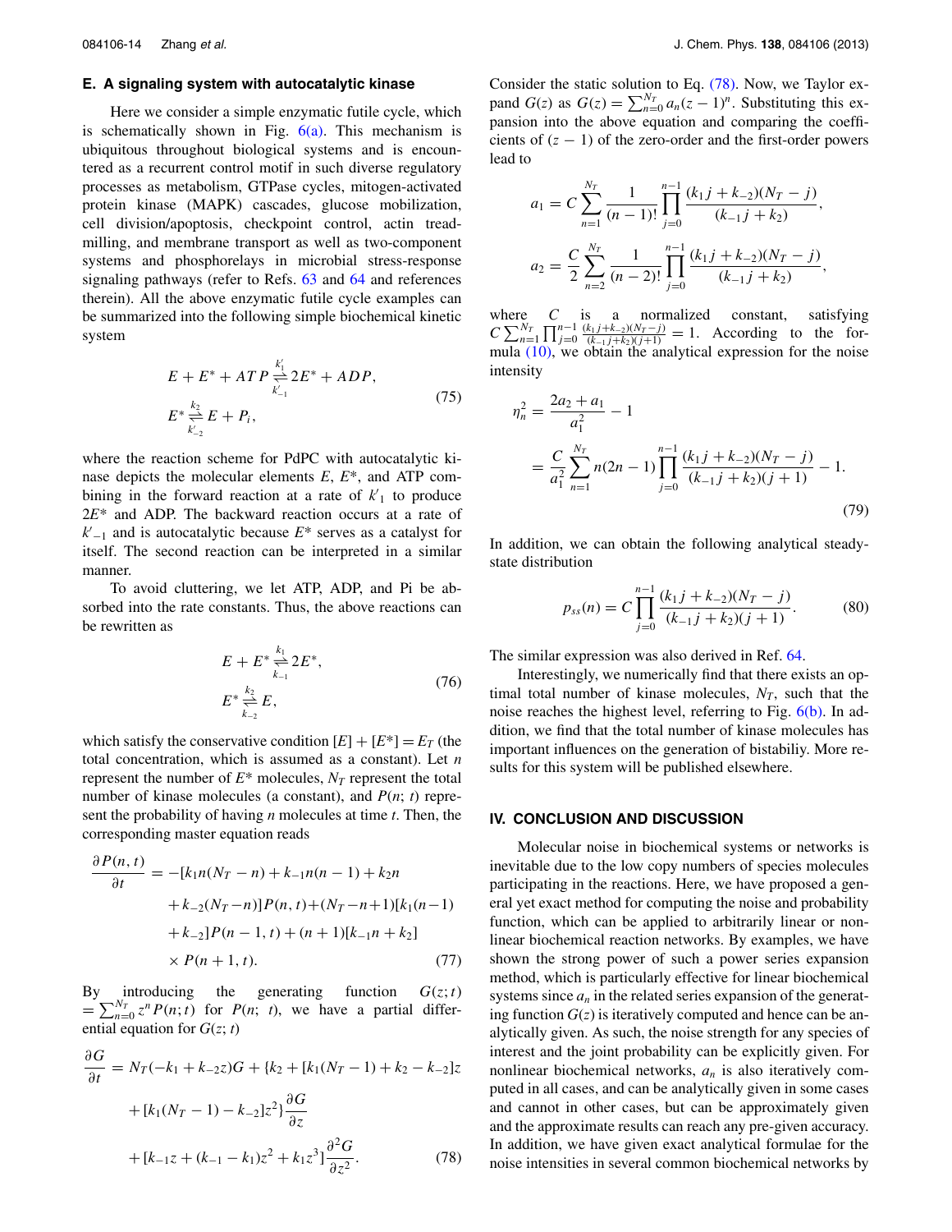### E. A signaling system with autocatalytic kinase

Here we consider a simple enzymatic futile cycle, which is schematically shown in Fig. 6(a). This mechanism is ubiquitous throughout biological systems and is encountered as a recurrent control motif in such diverse regulatory processes as metabolism, GTPase cycles, mitogen-activated protein kinase (MAPK) cascades, glucose mobilization, cell division/apoptosis, checkpoint control, actin treadmilling, and membrane transport as well as two-component systems and phosphorelays in microbial stress-response signaling pathways (refer to Refs. 63 and 64 and references therein). All the above enzymatic futile cycle examples can be summarized into the following simple biochemical kinetic system

$$
\begin{aligned}
&E + E^* + ATP \underset{k'_{-1}}{\overset{k'_1}{\rightleftharpoons}} 2E^* + ADP, \\
&E^* \underset{k'_{-2}}{\overset{k_2}{\rightleftharpoons}} E + P_i,
\end{aligned}
\tag{75}
$$

where the reaction scheme for PdPC with autocatalytic kinase depicts the molecular elements $E$, $E^*$, and ATP combining in the forward reaction at a rate of $k'_1$ to produce $2E^*$ and ADP. The backward reaction occurs at a rate of $k'_{-1}$ and is autocatalytic because $E^*$ serves as a catalyst for itself. The second reaction can be interpreted in a similar manner.

To avoid cluttering, we let ATP, ADP, and Pi be absorbed into the rate constants. Thus, the above reactions can be rewritten as

$$
\begin{aligned}
&E + E^* \underset{k_{-1}}{\overset{k_1}{\rightleftharpoons}} 2E^*, \\
&E^* \underset{k_{-2}}{\overset{k_2}{\rightleftharpoons}} E,
\end{aligned}
\tag{76}
$$

which satisfy the conservative condition $[E] + [E^*] = E_T$ (the total concentration, which is assumed as a constant). Let $n$ represent the number of $E^*$ molecules, $N_T$ represent the total number of kinase molecules (a constant), and $P(n;t)$ represent the probability of having $n$ molecules at time $t$. Then, the corresponding master equation reads

$$
\begin{aligned}
\frac{\partial P(n,t)}{\partial t} = &-[k_1 n(N_T - n) + k_{-1} n(n-1) + k_2 n \\
&+ k_{-2}(N_T - n)]P(n,t) + (N_T - n + 1)[k_1(n-1) \\
&+ k_{-2}]P(n-1,t) + (n+1)[k_{-1}n + k_2] \\
&\times P(n+1,t).
\end{aligned}
\tag{77}
$$

By introducing the generating function $G(z;t) = \sum_{n=0}^{N_T} z^n P(n;t)$ for $P(n;t)$, we have a partial differential equation for $G(z;t)$

$$
\begin{aligned}
\frac{\partial G}{\partial t} = &N_T(-k_1 + k_{-2}z)G + \{k_2 + [k_1(N_T - 1) + k_2 - k_{-2}]z \\
&+ [k_1(N_T - 1) - k_{-2}]z^2\}\frac{\partial G}{\partial z} \\
&+ [k_{-1}z + (k_{-1} - k_1)z^2 + k_1 z^3]\frac{\partial^2 G}{\partial z^2}.
\end{aligned}
\tag{78}
$$

Consider the static solution to Eq. (78). Now, we Taylor expand $G(z)$ as $G(z) = \sum_{n=0}^{N_T} a_n (z-1)^n$. Substituting this expansion into the above equation and comparing the coefficients of $(z-1)$ of the zero-order and the first-order powers lead to

$$
a_1 = C \sum_{n=1}^{N_T} \frac{1}{(n-1)!} \prod_{j=0}^{n-1} \frac{(k_1 j + k_{-2})(N_T - j)}{(k_{-1} j + k_2)},
$$

$$
a_2 = \frac{C}{2} \sum_{n=2}^{N_T} \frac{1}{(n-2)!} \prod_{j=0}^{n-1} \frac{(k_1 j + k_{-2})(N_T - j)}{(k_{-1} j + k_2)},
$$

where $C$ is a normalized constant, satisfying $C \sum_{n=1}^{N_T} \prod_{j=0}^{n-1} \frac{(k_1 j + k_{-2})(N_T - j)}{(k_{-1} j + k_2)(j+1)} = 1$. According to the formula (10), we obtain the analytical expression for the noise intensity

$$
\begin{aligned}
\eta_n^2 &= \frac{2a_2 + a_1}{a_1^2} - 1 \\
&= \frac{C}{a_1^2} \sum_{n=1}^{N_T} n(2n-1) \prod_{j=0}^{n-1} \frac{(k_1 j + k_{-2})(N_T - j)}{(k_{-1} j + k_2)(j+1)} - 1.
\end{aligned}
\tag{79}
$$

In addition, we can obtain the following analytical steady-state distribution

$$
p_{ss}(n) = C \prod_{j=0}^{n-1} \frac{(k_1 j + k_{-2})(N_T - j)}{(k_{-1} j + k_2)(j+1)}.
\tag{80}
$$

The similar expression was also derived in Ref. 64.

Interestingly, we numerically find that there exists an optimal total number of kinase molecules, $N_T$, such that the noise reaches the highest level, referring to Fig. 6(b). In addition, we find that the total number of kinase molecules has important influences on the generation of bistabiliy. More results for this system will be published elsewhere.

## IV. CONCLUSION AND DISCUSSION

Molecular noise in biochemical systems or networks is inevitable due to the low copy numbers of species molecules participating in the reactions. Here, we have proposed a general yet exact method for computing the noise and probability function, which can be applied to arbitrarily linear or nonlinear biochemical reaction networks. By examples, we have shown the strong power of such a power series expansion method, which is particularly effective for linear biochemical systems since $a_n$ in the related series expansion of the generating function $G(z)$ is iteratively computed and hence can be analytically given. As such, the noise strength for any species of interest and the joint probability can be explicitly given. For nonlinear biochemical networks, $a_n$ is also iteratively computed in all cases, and can be analytically given in some cases and cannot in other cases, but can be approximately given and the approximate results can reach any pre-given accuracy. In addition, we have given exact analytical formulae for the noise intensities in several common biochemical networks by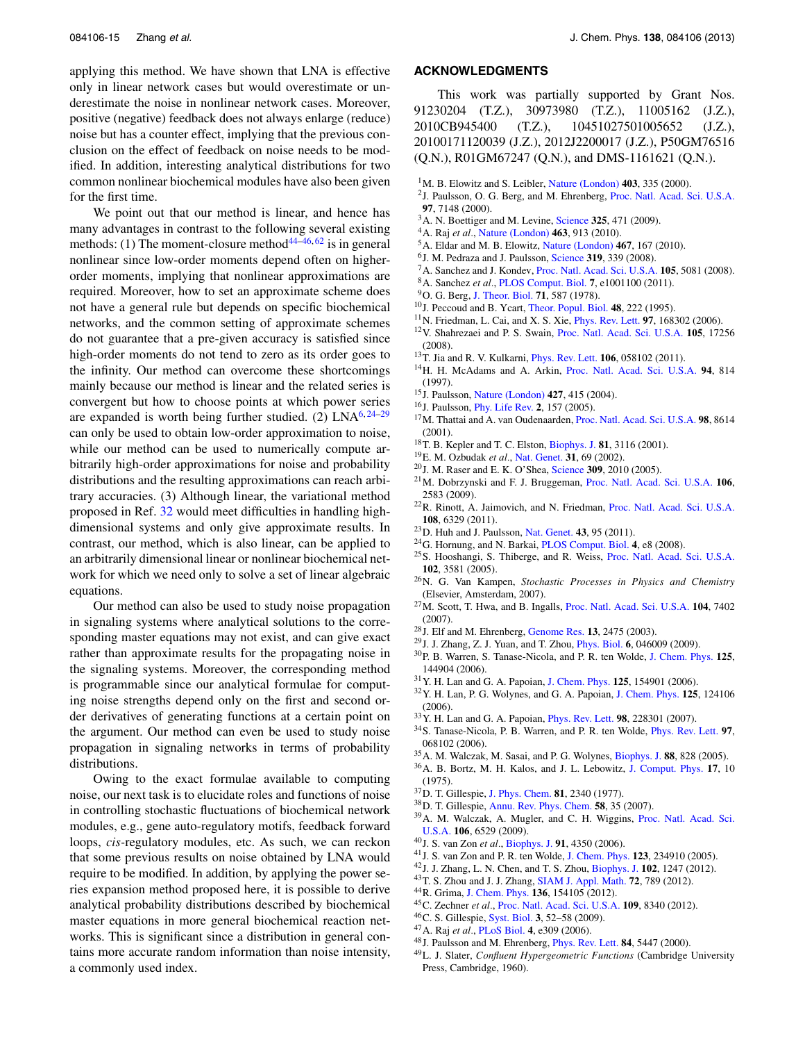applying this method. We have shown that LNA is effective only in linear network cases but would overestimate or underestimate the noise in nonlinear network cases. Moreover, positive (negative) feedback does not always enlarge (reduce) noise but has a counter effect, implying that the previous conclusion on the effect of feedback on noise needs to be modified. In addition, interesting analytical distributions for two common nonlinear biochemical modules have also been given for the first time.

We point out that our method is linear, and hence has many advantages in contrast to the following several existing methods: (1) The moment-closure method[44–46,62] is in general nonlinear since low-order moments depend often on higher-order moments, implying that nonlinear approximations are required. Moreover, how to set an approximate scheme does not have a general rule but depends on specific biochemical networks, and the common setting of approximate schemes do not guarantee that a pre-given accuracy is satisfied since high-order moments do not tend to zero as its order goes to the infinity. Our method can overcome these shortcomings mainly because our method is linear and the related series is convergent but how to choose points at which power series are expanded is worth being further studied. (2) LNA[6,24–29] can only be used to obtain low-order approximation to noise, while our method can be used to numerically compute arbitrarily high-order approximations for noise and probability distributions and the resulting approximations can reach arbitrary accuracies. (3) Although linear, the variational method proposed in Ref. 32 would meet difficulties in handling high-dimensional systems and only give approximate results. In contrast, our method, which is also linear, can be applied to an arbitrarily dimensional linear or nonlinear biochemical network for which we need only to solve a set of linear algebraic equations.

Our method can also be used to study noise propagation in signaling systems where analytical solutions to the corresponding master equations may not exist, and can give exact rather than approximate results for the propagating noise in the signaling systems. Moreover, the corresponding method is programmable since our analytical formulae for computing noise strengths depend only on the first and second order derivatives of generating functions at a certain point on the argument. Our method can even be used to study noise propagation in signaling networks in terms of probability distributions.

Owing to the exact formulae available to computing noise, our next task is to elucidate roles and functions of noise in controlling stochastic fluctuations of biochemical network modules, e.g., gene auto-regulatory motifs, feedback forward loops, *cis*-regulatory modules, etc. As such, we can reckon that some previous results on noise obtained by LNA would require to be modified. In addition, by applying the power series expansion method proposed here, it is possible to derive analytical probability distributions described by biochemical master equations in more general biochemical reaction networks. This is significant since a distribution in general contains more accurate random information than noise intensity, a commonly used index.

## ACKNOWLEDGMENTS

This work was partially supported by Grant Nos. 91230204 (T.Z.), 30973980 (T.Z.), 11005162 (J.Z.), 2010CB945400 (T.Z.), 10451027501005652 (J.Z.), 20100171120039 (J.Z.), 2012J2200017 (J.Z.), P50GM76516 (Q.N.), R01GM67247 (Q.N.), and DMS-1161621 (Q.N.).

[1] M. B. Elowitz and S. Leibler, Nature (London) **403**, 335 (2000).
[2] J. Paulsson, O. G. Berg, and M. Ehrenberg, Proc. Natl. Acad. Sci. U.S.A. **97**, 7148 (2000).
[3] A. N. Boettiger and M. Levine, Science **325**, 471 (2009).
[4] A. Raj *et al.*, Nature (London) **463**, 913 (2010).
[5] A. Eldar and M. B. Elowitz, Nature (London) **467**, 167 (2010).
[6] J. M. Pedraza and J. Paulsson, Science **319**, 339 (2008).
[7] A. Sanchez and J. Kondev, Proc. Natl. Acad. Sci. U.S.A. **105**, 5081 (2008).
[8] A. Sanchez *et al.*, PLOS Comput. Biol. **7**, e1001100 (2011).
[9] O. G. Berg, J. Theor. Biol. **71**, 587 (1978).
[10] J. Peccoud and B. Ycart, Theor. Popul. Biol. **48**, 222 (1995).
[11] N. Friedman, L. Cai, and X. S. Xie, Phys. Rev. Lett. **97**, 168302 (2006).
[12] V. Shahrezaei and P. S. Swain, Proc. Natl. Acad. Sci. U.S.A. **105**, 17256 (2008).
[13] T. Jia and R. V. Kulkarni, Phys. Rev. Lett. **106**, 058102 (2011).
[14] H. H. McAdams and A. Arkin, Proc. Natl. Acad. Sci. U.S.A. **94**, 814 (1997).
[15] J. Paulsson, Nature (London) **427**, 415 (2004).
[16] J. Paulsson, Phy. Life Rev. **2**, 157 (2005).
[17] M. Thattai and A. van Oudenaarden, Proc. Natl. Acad. Sci. U.S.A. **98**, 8614 (2001).
[18] T. B. Kepler and T. C. Elston, Biophys. J. **81**, 3116 (2001).
[19] E. M. Ozbudak *et al.*, Nat. Genet. **31**, 69 (2002).
[20] J. M. Raser and E. K. O'Shea, Science **309**, 2010 (2005).
[21] M. Dobrzynski and F. J. Bruggeman, Proc. Natl. Acad. Sci. U.S.A. **106**, 2583 (2009).
[22] R. Rinott, A. Jaimovich, and N. Friedman, Proc. Natl. Acad. Sci. U.S.A. **108**, 6329 (2011).
[23] D. Huh and J. Paulsson, Nat. Genet. **43**, 95 (2011).
[24] G. Hornung, and N. Barkai, PLOS Comput. Biol. **4**, e8 (2008).
[25] S. Hooshangi, S. Thiberge, and R. Weiss, Proc. Natl. Acad. Sci. U.S.A. **102**, 3581 (2005).
[26] N. G. Van Kampen, *Stochastic Processes in Physics and Chemistry* (Elsevier, Amsterdam, 2007).
[27] M. Scott, T. Hwa, and B. Ingalls, Proc. Natl. Acad. Sci. U.S.A. **104**, 7402 (2007).
[28] J. Elf and M. Ehrenberg, Genome Res. **13**, 2475 (2003).
[29] J. J. Zhang, Z. J. Yuan, and T. Zhou, Phys. Biol. **6**, 046009 (2009).
[30] P. B. Warren, S. Tanase-Nicola, and P. R. ten Wolde, J. Chem. Phys. **125**, 144904 (2006).
[31] Y. H. Lan and G. A. Papoian, J. Chem. Phys. **125**, 154901 (2006).
[32] Y. H. Lan, P. G. Wolynes, and G. A. Papoian, J. Chem. Phys. **125**, 124106 (2006).
[33] Y. H. Lan and G. A. Papoian, Phys. Rev. Lett. **98**, 228301 (2007).
[34] S. Tanase-Nicola, P. B. Warren, and P. R. ten Wolde, Phys. Rev. Lett. **97**, 068102 (2006).
[35] A. M. Walczak, M. Sasai, and P. G. Wolynes, Biophys. J. **88**, 828 (2005).
[36] A. B. Bortz, M. H. Kalos, and J. L. Lebowitz, J. Comput. Phys. **17**, 10 (1975).
[37] D. T. Gillespie, J. Phys. Chem. **81**, 2340 (1977).
[38] D. T. Gillespie, Annu. Rev. Phys. Chem. **58**, 35 (2007).
[39] A. M. Walczak, A. Mugler, and C. H. Wiggins, Proc. Natl. Acad. Sci. U.S.A. **106**, 6529 (2009).
[40] J. S. van Zon *et al.*, Biophys. J. **91**, 4350 (2006).
[41] J. S. van Zon and P. R. ten Wolde, J. Chem. Phys. **123**, 234910 (2005).
[42] J. J. Zhang, L. N. Chen, and T. S. Zhou, Biophys. J. **102**, 1247 (2012).
[43] T. S. Zhou and J. J. Zhang, SIAM J. Appl. Math. **72**, 789 (2012).
[44] R. Grima, J. Chem. Phys. **136**, 154105 (2012).
[45] C. Zechner *et al.*, Proc. Natl. Acad. Sci. U.S.A. **109**, 8340 (2012).
[46] C. S. Gillespie, Syst. Biol. **3**, 52–58 (2009).
[47] A. Raj *et al.*, PLoS Biol. **4**, e309 (2006).
[48] J. Paulsson and M. Ehrenberg, Phys. Rev. Lett. **84**, 5447 (2000).
[49] L. J. Slater, *Confluent Hypergeometric Functions* (Cambridge University Press, Cambridge, 1960).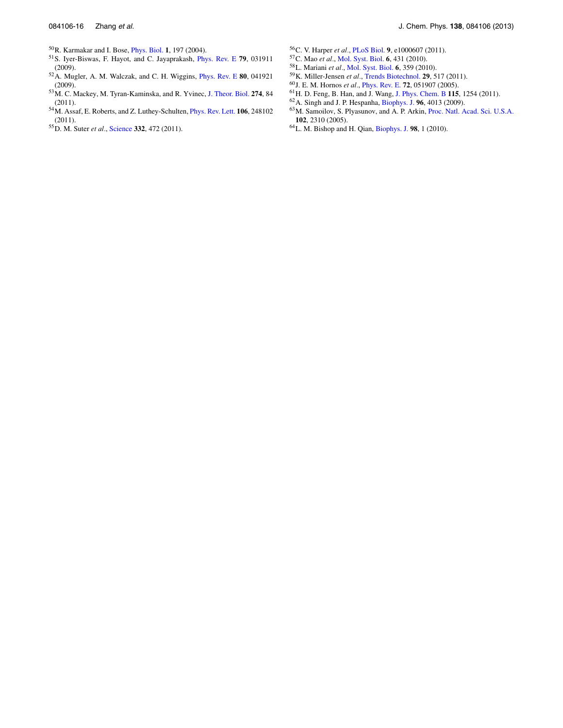[50] R. Karmakar and I. Bose, Phys. Biol. **1**, 197 (2004).

[51] S. Iyer-Biswas, F. Hayot, and C. Jayaprakash, Phys. Rev. E **79**, 031911 (2009).

[52] A. Mugler, A. M. Walczak, and C. H. Wiggins, Phys. Rev. E **80**, 041921 (2009).

[53] M. C. Mackey, M. Tyran-Kaminska, and R. Yvinec, J. Theor. Biol. **274**, 84 (2011).

[54] M. Assaf, E. Roberts, and Z. Luthey-Schulten, Phys. Rev. Lett. **106**, 248102 (2011).

[55] D. M. Suter *et al*., Science **332**, 472 (2011).

[56] C. V. Harper *et al*., PLoS Biol. **9**, e1000607 (2011).

[57] C. Mao *et al*., Mol. Syst. Biol. **6**, 431 (2010).

[58] L. Mariani *et al*., Mol. Syst. Biol. **6**, 359 (2010).

[59] K. Miller-Jensen *et al*., Trends Biotechnol. **29**, 517 (2011).

[60] J. E. M. Hornos *et al*., Phys. Rev. E. **72**, 051907 (2005).

[61] H. D. Feng, B. Han, and J. Wang, J. Phys. Chem. B **115**, 1254 (2011).

[62] A. Singh and J. P. Hespanha, Biophys. J. **96**, 4013 (2009).

[63] M. Samoilov, S. Plyasunov, and A. P. Arkin, Proc. Natl. Acad. Sci. U.S.A. **102**, 2310 (2005).

[64] L. M. Bishop and H. Qian, Biophys. J. **98**, 1 (2010).